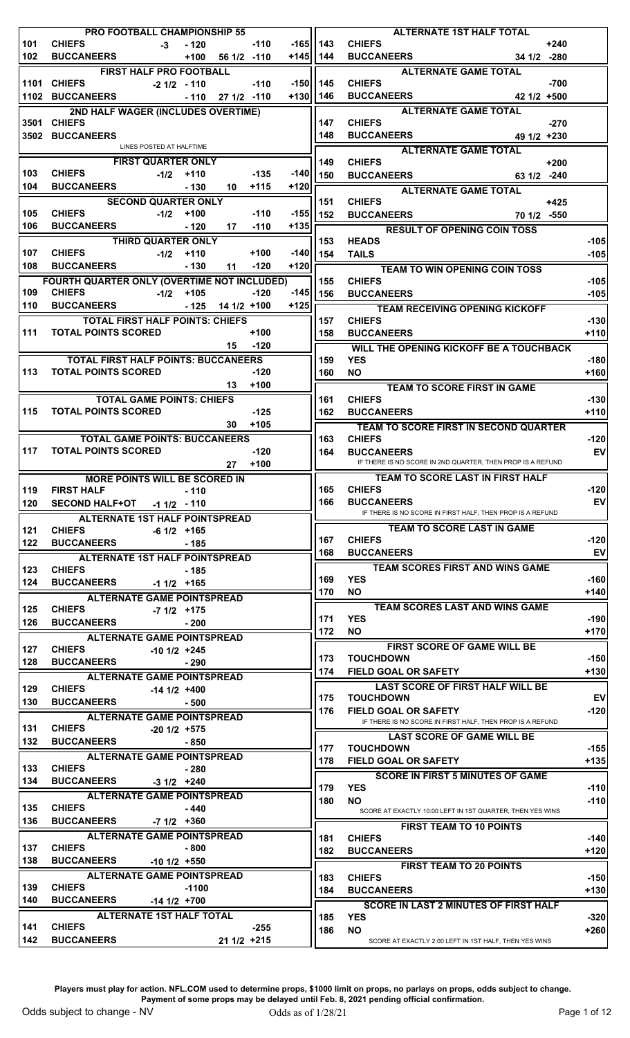## PRO FOOTBALL CHAMPIONSHIP 55

| # | Team | Spread | Odds | Total | Odds | Money |
|---|---|---|---|---|---|---|
| 101 | CHIEFS | -3 | -120 | | -110 | -165 |
| 102 | BUCCANEERS | | +100 | 56 1/2 | -110 | +145 |

### FIRST HALF PRO FOOTBALL

| # | Team | Spread | Odds | Total | Odds | Money |
|---|---|---|---|---|---|---|
| 1101 | CHIEFS | -2 1/2 | -110 | | -110 | -150 |
| 1102 | BUCCANEERS | | -110 | 27 1/2 | -110 | +130 |

### 2ND HALF WAGER (INCLUDES OVERTIME)

| # | Team |
|---|---|
| 3501 | CHIEFS |
| 3502 | BUCCANEERS |

LINES POSTED AT HALFTIME

### FIRST QUARTER ONLY

| # | Team | Spread | Odds | Total | Odds | Money |
|---|---|---|---|---|---|---|
| 103 | CHIEFS | -1/2 | +110 | | -135 | -140 |
| 104 | BUCCANEERS | | -130 | 10 | +115 | +120 |

### SECOND QUARTER ONLY

| # | Team | Spread | Odds | Total | Odds | Money |
|---|---|---|---|---|---|---|
| 105 | CHIEFS | -1/2 | +100 | | -110 | -155 |
| 106 | BUCCANEERS | | -120 | 17 | -110 | +135 |

### THIRD QUARTER ONLY

| # | Team | Spread | Odds | Total | Odds | Money |
|---|---|---|---|---|---|---|
| 107 | CHIEFS | -1/2 | +110 | | +100 | -140 |
| 108 | BUCCANEERS | | -130 | 11 | -120 | +120 |

### FOURTH QUARTER ONLY (OVERTIME NOT INCLUDED)

| # | Team | Spread | Odds | Total | Odds | Money |
|---|---|---|---|---|---|---|
| 109 | CHIEFS | -1/2 | +105 | | -120 | -145 |
| 110 | BUCCANEERS | | -125 | 14 1/2 | +100 | +125 |

### TOTAL FIRST HALF POINTS: CHIEFS

| # | | Total | Odds |
|---|---|---|---|
| 111 | TOTAL POINTS SCORED | | +100 |
| | | 15 | -120 |

### TOTAL FIRST HALF POINTS: BUCCANEERS

| # | | Total | Odds |
|---|---|---|---|
| 113 | TOTAL POINTS SCORED | | -120 |
| | | 13 | +100 |

### TOTAL GAME POINTS: CHIEFS

| # | | Total | Odds |
|---|---|---|---|
| 115 | TOTAL POINTS SCORED | | -125 |
| | | 30 | +105 |

### TOTAL GAME POINTS: BUCCANEERS

| # | | Total | Odds |
|---|---|---|---|
| 117 | TOTAL POINTS SCORED | | -120 |
| | | 27 | +100 |

### MORE POINTS WILL BE SCORED IN

| # | | Spread | Odds |
|---|---|---|---|
| 119 | FIRST HALF | | -110 |
| 120 | SECOND HALF+OT | -1 1/2 | -110 |

### ALTERNATE 1ST HALF POINTSPREAD

| # | Team | Spread | Odds |
|---|---|---|---|
| 121 | CHIEFS | -6 1/2 | +165 |
| 122 | BUCCANEERS | | -185 |

### ALTERNATE 1ST HALF POINTSPREAD

| # | Team | Spread | Odds |
|---|---|---|---|
| 123 | CHIEFS | | -185 |
| 124 | BUCCANEERS | -1 1/2 | +165 |

### ALTERNATE GAME POINTSPREAD

| # | Team | Spread | Odds |
|---|---|---|---|
| 125 | CHIEFS | -7 1/2 | +175 |
| 126 | BUCCANEERS | | -200 |

### ALTERNATE GAME POINTSPREAD

| # | Team | Spread | Odds |
|---|---|---|---|
| 127 | CHIEFS | -10 1/2 | +245 |
| 128 | BUCCANEERS | | -290 |

### ALTERNATE GAME POINTSPREAD

| # | Team | Spread | Odds |
|---|---|---|---|
| 129 | CHIEFS | -14 1/2 | +400 |
| 130 | BUCCANEERS | | -500 |

### ALTERNATE GAME POINTSPREAD

| # | Team | Spread | Odds |
|---|---|---|---|
| 131 | CHIEFS | -20 1/2 | +575 |
| 132 | BUCCANEERS | | -850 |

### ALTERNATE GAME POINTSPREAD

| # | Team | Spread | Odds |
|---|---|---|---|
| 133 | CHIEFS | | -280 |
| 134 | BUCCANEERS | -3 1/2 | +240 |

### ALTERNATE GAME POINTSPREAD

| # | Team | Spread | Odds |
|---|---|---|---|
| 135 | CHIEFS | | -440 |
| 136 | BUCCANEERS | -7 1/2 | +360 |

### ALTERNATE GAME POINTSPREAD

| # | Team | Spread | Odds |
|---|---|---|---|
| 137 | CHIEFS | | -800 |
| 138 | BUCCANEERS | -10 1/2 | +550 |

### ALTERNATE GAME POINTSPREAD

| # | Team | Spread | Odds |
|---|---|---|---|
| 139 | CHIEFS | | -1100 |
| 140 | BUCCANEERS | -14 1/2 | +700 |

### ALTERNATE 1ST HALF TOTAL

| # | Team | Total | Odds |
|---|---|---|---|
| 141 | CHIEFS | | -255 |
| 142 | BUCCANEERS | 21 1/2 | +215 |

### ALTERNATE 1ST HALF TOTAL

| # | Team | Total | Odds |
|---|---|---|---|
| 143 | CHIEFS | | +240 |
| 144 | BUCCANEERS | 34 1/2 | -280 |

### ALTERNATE GAME TOTAL

| # | Team | Total | Odds |
|---|---|---|---|
| 145 | CHIEFS | | -700 |
| 146 | BUCCANEERS | 42 1/2 | +500 |

### ALTERNATE GAME TOTAL

| # | Team | Total | Odds |
|---|---|---|---|
| 147 | CHIEFS | | -270 |
| 148 | BUCCANEERS | 49 1/2 | +230 |

### ALTERNATE GAME TOTAL

| # | Team | Total | Odds |
|---|---|---|---|
| 149 | CHIEFS | | +200 |
| 150 | BUCCANEERS | 63 1/2 | -240 |

### ALTERNATE GAME TOTAL

| # | Team | Total | Odds |
|---|---|---|---|
| 151 | CHIEFS | | +425 |
| 152 | BUCCANEERS | 70 1/2 | -550 |

### RESULT OF OPENING COIN TOSS

| # | | Odds |
|---|---|---|
| 153 | HEADS | -105 |
| 154 | TAILS | -105 |

### TEAM TO WIN OPENING COIN TOSS

| # | | Odds |
|---|---|---|
| 155 | CHIEFS | -105 |
| 156 | BUCCANEERS | -105 |

### TEAM RECEIVING OPENING KICKOFF

| # | | Odds |
|---|---|---|
| 157 | CHIEFS | -130 |
| 158 | BUCCANEERS | +110 |

### WILL THE OPENING KICKOFF BE A TOUCHBACK

| # | | Odds |
|---|---|---|
| 159 | YES | -180 |
| 160 | NO | +160 |

### TEAM TO SCORE FIRST IN GAME

| # | | Odds |
|---|---|---|
| 161 | CHIEFS | -130 |
| 162 | BUCCANEERS | +110 |

### TEAM TO SCORE FIRST IN SECOND QUARTER

| # | | Odds |
|---|---|---|
| 163 | CHIEFS | -120 |
| 164 | BUCCANEERS | EV |

IF THERE IS NO SCORE IN 2ND QUARTER, THEN PROP IS A REFUND

### TEAM TO SCORE LAST IN FIRST HALF

| # | | Odds |
|---|---|---|
| 165 | CHIEFS | -120 |
| 166 | BUCCANEERS | EV |

IF THERE IS NO SCORE IN FIRST HALF, THEN PROP IS A REFUND

### TEAM TO SCORE LAST IN GAME

| # | | Odds |
|---|---|---|
| 167 | CHIEFS | -120 |
| 168 | BUCCANEERS | EV |

### TEAM SCORES FIRST AND WINS GAME

| # | | Odds |
|---|---|---|
| 169 | YES | -160 |
| 170 | NO | +140 |

### TEAM SCORES LAST AND WINS GAME

| # | | Odds |
|---|---|---|
| 171 | YES | -190 |
| 172 | NO | +170 |

### FIRST SCORE OF GAME WILL BE

| # | | Odds |
|---|---|---|
| 173 | TOUCHDOWN | -150 |
| 174 | FIELD GOAL OR SAFETY | +130 |

### LAST SCORE OF FIRST HALF WILL BE

| # | | Odds |
|---|---|---|
| 175 | TOUCHDOWN | EV |
| 176 | FIELD GOAL OR SAFETY | -120 |

IF THERE IS NO SCORE IN FIRST HALF, THEN PROP IS A REFUND

### LAST SCORE OF GAME WILL BE

| # | | Odds |
|---|---|---|
| 177 | TOUCHDOWN | -155 |
| 178 | FIELD GOAL OR SAFETY | +135 |

### SCORE IN FIRST 5 MINUTES OF GAME

| # | | Odds |
|---|---|---|
| 179 | YES | -110 |
| 180 | NO | -110 |

SCORE AT EXACTLY 10:00 LEFT IN 1ST QUARTER, THEN YES WINS

### FIRST TEAM TO 10 POINTS

| # | | Odds |
|---|---|---|
| 181 | CHIEFS | -140 |
| 182 | BUCCANEERS | +120 |

### FIRST TEAM TO 20 POINTS

| # | | Odds |
|---|---|---|
| 183 | CHIEFS | -150 |
| 184 | BUCCANEERS | +130 |

### SCORE IN LAST 2 MINUTES OF FIRST HALF

| # | | Odds |
|---|---|---|
| 185 | YES | -320 |
| 186 | NO | +260 |

SCORE AT EXACTLY 2:00 LEFT IN 1ST HALF, THEN YES WINS

**Players must play for action. NFL.COM used to determine props, $1000 limit on props, no parlays on props, odds subject to change. Payment of some props may be delayed until Feb. 8, 2021 pending official confirmation.**

Odds subject to change - NV

Odds as of 1/28/21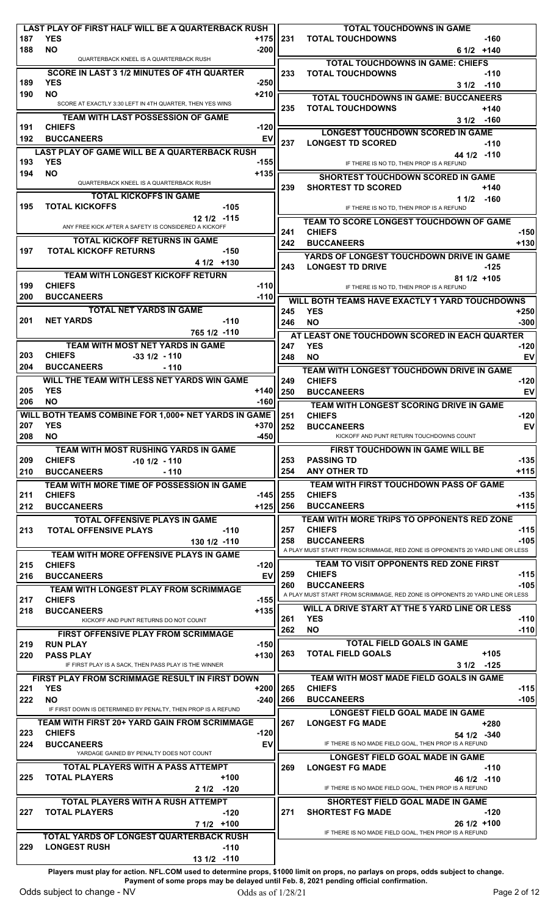### LAST PLAY OF FIRST HALF WILL BE A QUARTERBACK RUSH

| 187 | YES | +175 |
|---|---|---|
| 188 | NO | -200 |

QUARTERBACK KNEEL IS A QUARTERBACK RUSH

### SCORE IN LAST 3 1/2 MINUTES OF 4TH QUARTER

| 189 | YES | -250 |
|---|---|---|
| 190 | NO | +210 |

SCORE AT EXACTLY 3:30 LEFT IN 4TH QUARTER, THEN YES WINS

### TEAM WITH LAST POSSESSION OF GAME

| 191 | CHIEFS | -120 |
|---|---|---|
| 192 | BUCCANEERS | EV |

### LAST PLAY OF GAME WILL BE A QUARTERBACK RUSH

| 193 | YES | -155 |
|---|---|---|
| 194 | NO | +135 |

QUARTERBACK KNEEL IS A QUARTERBACK RUSH

### TOTAL KICKOFFS IN GAME

| 195 | TOTAL KICKOFFS | -105 |
|---|---|---|
| | 12 1/2 | -115 |

ANY FREE KICK AFTER A SAFETY IS CONSIDERED A KICKOFF

### TOTAL KICKOFF RETURNS IN GAME

| 197 | TOTAL KICKOFF RETURNS | -150 |
|---|---|---|
| | 4 1/2 | +130 |

### TEAM WITH LONGEST KICKOFF RETURN

| 199 | CHIEFS | -110 |
|---|---|---|
| 200 | BUCCANEERS | -110 |

### TOTAL NET YARDS IN GAME

| 201 | NET YARDS | -110 |
|---|---|---|
| | 765 1/2 | -110 |

### TEAM WITH MOST NET YARDS IN GAME

| 203 | CHIEFS | -33 1/2 | - 110 |
|---|---|---|---|
| 204 | BUCCANEERS | | - 110 |

### WILL THE TEAM WITH LESS NET YARDS WIN GAME

| 205 | YES | +140 |
|---|---|---|
| 206 | NO | -160 |

### WILL BOTH TEAMS COMBINE FOR 1,000+ NET YARDS IN GAME

| 207 | YES | +370 |
|---|---|---|
| 208 | NO | -450 |

### TEAM WITH MOST RUSHING YARDS IN GAME

| 209 | CHIEFS | -10 1/2 | - 110 |
|---|---|---|---|
| 210 | BUCCANEERS | | - 110 |

### TEAM WITH MORE TIME OF POSSESSION IN GAME

| 211 | CHIEFS | -145 |
|---|---|---|
| 212 | BUCCANEERS | +125 |

### TOTAL OFFENSIVE PLAYS IN GAME

| 213 | TOTAL OFFENSIVE PLAYS | -110 |
|---|---|---|
| | 130 1/2 | -110 |

### TEAM WITH MORE OFFENSIVE PLAYS IN GAME

| 215 | CHIEFS | -120 |
|---|---|---|
| 216 | BUCCANEERS | EV |

### TEAM WITH LONGEST PLAY FROM SCRIMMAGE

| 217 | CHIEFS | -155 |
|---|---|---|
| 218 | BUCCANEERS | +135 |

KICKOFF AND PUNT RETURNS DO NOT COUNT

### FIRST OFFENSIVE PLAY FROM SCRIMMAGE

| 219 | RUN PLAY | -150 |
|---|---|---|
| 220 | PASS PLAY | +130 |

IF FIRST PLAY IS A SACK, THEN PASS PLAY IS THE WINNER

### FIRST PLAY FROM SCRIMMAGE RESULT IN FIRST DOWN

| 221 | YES | +200 |
|---|---|---|
| 222 | NO | -240 |

IF FIRST DOWN IS DETERMINED BY PENALTY, THEN PROP IS A REFUND

### TEAM WITH FIRST 20+ YARD GAIN FROM SCRIMMAGE

| 223 | CHIEFS | -120 |
|---|---|---|
| 224 | BUCCANEERS | EV |

YARDAGE GAINED BY PENALTY DOES NOT COUNT

### TOTAL PLAYERS WITH A PASS ATTEMPT

| 225 | TOTAL PLAYERS | +100 |
|---|---|---|
| | 2 1/2 | -120 |

### TOTAL PLAYERS WITH A RUSH ATTEMPT

| 227 | TOTAL PLAYERS | -120 |
|---|---|---|
| | 7 1/2 | +100 |

### TOTAL YARDS OF LONGEST QUARTERBACK RUSH

| 229 | LONGEST RUSH | -110 |
|---|---|---|
| | 13 1/2 | -110 |

### TOTAL TOUCHDOWNS IN GAME

| 231 | TOTAL TOUCHDOWNS | -160 |
|---|---|---|
| | 6 1/2 | +140 |

### TOTAL TOUCHDOWNS IN GAME: CHIEFS

| 233 | TOTAL TOUCHDOWNS | -110 |
|---|---|---|
| | 3 1/2 | -110 |

### TOTAL TOUCHDOWNS IN GAME: BUCCANEERS

| 235 | TOTAL TOUCHDOWNS | +140 |
|---|---|---|
| | 3 1/2 | -160 |

### LONGEST TOUCHDOWN SCORED IN GAME

| 237 | LONGEST TD SCORED | -110 |
|---|---|---|
| | 44 1/2 | -110 |

IF THERE IS NO TD, THEN PROP IS A REFUND

### SHORTEST TOUCHDOWN SCORED IN GAME

| 239 | SHORTEST TD SCORED | +140 |
|---|---|---|
| | 1 1/2 | -160 |

IF THERE IS NO TD, THEN PROP IS A REFUND

### TEAM TO SCORE LONGEST TOUCHDOWN OF GAME

| 241 | CHIEFS | -150 |
|---|---|---|
| 242 | BUCCANEERS | +130 |

### YARDS OF LONGEST TOUCHDOWN DRIVE IN GAME

| 243 | LONGEST TD DRIVE | -125 |
|---|---|---|
| | 81 1/2 | +105 |

IF THERE IS NO TD, THEN PROP IS A REFUND

### WILL BOTH TEAMS HAVE EXACTLY 1 YARD TOUCHDOWNS

| 245 | YES | +250 |
|---|---|---|
| 246 | NO | -300 |

### AT LEAST ONE TOUCHDOWN SCORED IN EACH QUARTER

| 247 | YES | -120 |
|---|---|---|
| 248 | NO | EV |

### TEAM WITH LONGEST TOUCHDOWN DRIVE IN GAME

| 249 | CHIEFS | -120 |
|---|---|---|
| 250 | BUCCANEERS | EV |

### TEAM WITH LONGEST SCORING DRIVE IN GAME

| 251 | CHIEFS | -120 |
|---|---|---|
| 252 | BUCCANEERS | EV |

KICKOFF AND PUNT RETURN TOUCHDOWNS COUNT

### FIRST TOUCHDOWN IN GAME WILL BE

| 253 | PASSING TD | -135 |
|---|---|---|
| 254 | ANY OTHER TD | +115 |

### TEAM WITH FIRST TOUCHDOWN PASS OF GAME

| 255 | CHIEFS | -135 |
|---|---|---|
| 256 | BUCCANEERS | +115 |

### TEAM WITH MORE TRIPS TO OPPONENTS RED ZONE

| 257 | CHIEFS | -115 |
|---|---|---|
| 258 | BUCCANEERS | -105 |

A PLAY MUST START FROM SCRIMMAGE, RED ZONE IS OPPONENTS 20 YARD LINE OR LESS

### TEAM TO VISIT OPPONENTS RED ZONE FIRST

| 259 | CHIEFS | -115 |
|---|---|---|
| 260 | BUCCANEERS | -105 |

A PLAY MUST START FROM SCRIMMAGE, RED ZONE IS OPPONENTS 20 YARD LINE OR LESS

### WILL A DRIVE START AT THE 5 YARD LINE OR LESS

| 261 | YES | -110 |
|---|---|---|
| 262 | NO | -110 |

### TOTAL FIELD GOALS IN GAME

| 263 | TOTAL FIELD GOALS | +105 |
|---|---|---|
| | 3 1/2 | -125 |

### TEAM WITH MOST MADE FIELD GOALS IN GAME

| 265 | CHIEFS | -115 |
|---|---|---|
| 266 | BUCCANEERS | -105 |

### LONGEST FIELD GOAL MADE IN GAME

| 267 | LONGEST FG MADE | +280 |
|---|---|---|
| | 54 1/2 | -340 |

IF THERE IS NO MADE FIELD GOAL, THEN PROP IS A REFUND

### LONGEST FIELD GOAL MADE IN GAME

| 269 | LONGEST FG MADE | -110 |
|---|---|---|
| | 46 1/2 | -110 |

IF THERE IS NO MADE FIELD GOAL, THEN PROP IS A REFUND

### SHORTEST FIELD GOAL MADE IN GAME

| 271 | SHORTEST FG MADE | -120 |
|---|---|---|
| | 26 1/2 | +100 |

IF THERE IS NO MADE FIELD GOAL, THEN PROP IS A REFUND

**Players must play for action. NFL.COM used to determine props, $1000 limit on props, no parlays on props, odds subject to change. Payment of some props may be delayed until Feb. 8, 2021 pending official confirmation.**

Odds subject to change - NV    Odds as of 1/28/21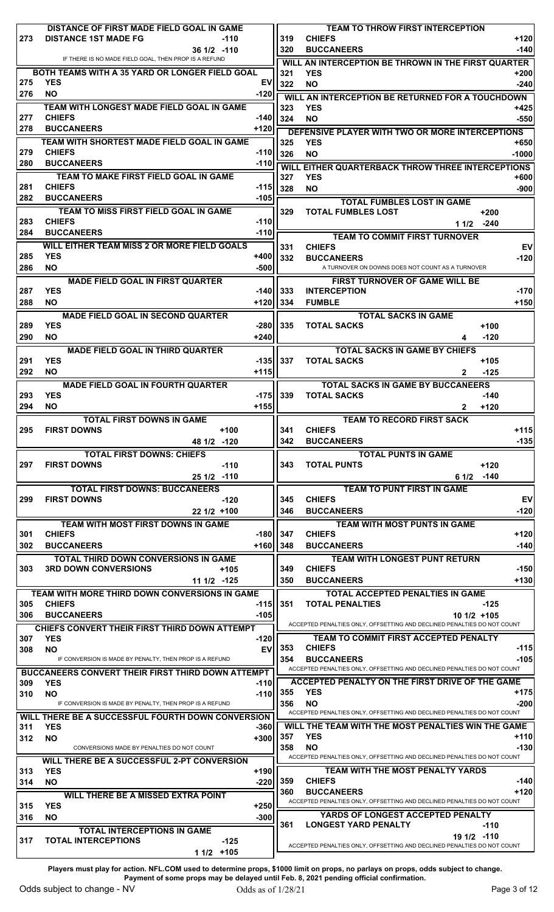## DISTANCE OF FIRST MADE FIELD GOAL IN GAME

| | | |
|---|---|---|
| 273 | DISTANCE 1ST MADE FG | -110 |
| | 36 1/2 | -110 |

IF THERE IS NO MADE FIELD GOAL, THEN PROP IS A REFUND

## BOTH TEAMS WITH A 35 YARD OR LONGER FIELD GOAL

| | | |
|---|---|---|
| 275 | YES | EV |
| 276 | NO | -120 |

## TEAM WITH LONGEST MADE FIELD GOAL IN GAME

| | | |
|---|---|---|
| 277 | CHIEFS | -140 |
| 278 | BUCCANEERS | +120 |

## TEAM WITH SHORTEST MADE FIELD GOAL IN GAME

| | | |
|---|---|---|
| 279 | CHIEFS | -110 |
| 280 | BUCCANEERS | -110 |

## TEAM TO MAKE FIRST FIELD GOAL IN GAME

| | | |
|---|---|---|
| 281 | CHIEFS | -115 |
| 282 | BUCCANEERS | -105 |

## TEAM TO MISS FIRST FIELD GOAL IN GAME

| | | |
|---|---|---|
| 283 | CHIEFS | -110 |
| 284 | BUCCANEERS | -110 |

## WILL EITHER TEAM MISS 2 OR MORE FIELD GOALS

| | | |
|---|---|---|
| 285 | YES | +400 |
| 286 | NO | -500 |

## MADE FIELD GOAL IN FIRST QUARTER

| | | |
|---|---|---|
| 287 | YES | -140 |
| 288 | NO | +120 |

## MADE FIELD GOAL IN SECOND QUARTER

| | | |
|---|---|---|
| 289 | YES | -280 |
| 290 | NO | +240 |

## MADE FIELD GOAL IN THIRD QUARTER

| | | |
|---|---|---|
| 291 | YES | -135 |
| 292 | NO | +115 |

## MADE FIELD GOAL IN FOURTH QUARTER

| | | |
|---|---|---|
| 293 | YES | -175 |
| 294 | NO | +155 |

## TOTAL FIRST DOWNS IN GAME

| | | |
|---|---|---|
| 295 | FIRST DOWNS | +100 |
| | 48 1/2 | -120 |

## TOTAL FIRST DOWNS: CHIEFS

| | | |
|---|---|---|
| 297 | FIRST DOWNS | -110 |
| | 25 1/2 | -110 |

## TOTAL FIRST DOWNS: BUCCANEERS

| | | |
|---|---|---|
| 299 | FIRST DOWNS | -120 |
| | 22 1/2 | +100 |

## TEAM WITH MOST FIRST DOWNS IN GAME

| | | |
|---|---|---|
| 301 | CHIEFS | -180 |
| 302 | BUCCANEERS | +160 |

## TOTAL THIRD DOWN CONVERSIONS IN GAME

| | | |
|---|---|---|
| 303 | 3RD DOWN CONVERSIONS | +105 |
| | 11 1/2 | -125 |

## TEAM WITH MORE THIRD DOWN CONVERSIONS IN GAME

| | | |
|---|---|---|
| 305 | CHIEFS | -115 |
| 306 | BUCCANEERS | -105 |

## CHIEFS CONVERT THEIR FIRST THIRD DOWN ATTEMPT

| | | |
|---|---|---|
| 307 | YES | -120 |
| 308 | NO | EV |

IF CONVERSION IS MADE BY PENALTY, THEN PROP IS A REFUND

## BUCCANEERS CONVERT THEIR FIRST THIRD DOWN ATTEMPT

| | | |
|---|---|---|
| 309 | YES | -110 |
| 310 | NO | -110 |

IF CONVERSION IS MADE BY PENALTY, THEN PROP IS A REFUND

## WILL THERE BE A SUCCESSFUL FOURTH DOWN CONVERSION

| | | |
|---|---|---|
| 311 | YES | -360 |
| 312 | NO | +300 |

CONVERSIONS MADE BY PENALTIES DO NOT COUNT

## WILL THERE BE A SUCCESSFUL 2-PT CONVERSION

| | | |
|---|---|---|
| 313 | YES | +190 |
| 314 | NO | -220 |

## WILL THERE BE A MISSED EXTRA POINT

| | | |
|---|---|---|
| 315 | YES | +250 |
| 316 | NO | -300 |

## TOTAL INTERCEPTIONS IN GAME

| | | |
|---|---|---|
| 317 | TOTAL INTERCEPTIONS | -125 |
| | 1 1/2 | +105 |

## TEAM TO THROW FIRST INTERCEPTION

| | | |
|---|---|---|
| 319 | CHIEFS | +120 |
| 320 | BUCCANEERS | -140 |

## WILL AN INTERCEPTION BE THROWN IN THE FIRST QUARTER

| | | |
|---|---|---|
| 321 | YES | +200 |
| 322 | NO | -240 |

## WILL AN INTERCEPTION BE RETURNED FOR A TOUCHDOWN

| | | |
|---|---|---|
| 323 | YES | +425 |
| 324 | NO | -550 |

## DEFENSIVE PLAYER WITH TWO OR MORE INTERCEPTIONS

| | | |
|---|---|---|
| 325 | YES | +650 |
| 326 | NO | -1000 |

## WILL EITHER QUARTERBACK THROW THREE INTERCEPTIONS

| | | |
|---|---|---|
| 327 | YES | +600 |
| 328 | NO | -900 |

## TOTAL FUMBLES LOST IN GAME

| | | |
|---|---|---|
| 329 | TOTAL FUMBLES LOST | +200 |
| | 1 1/2 | -240 |

## TEAM TO COMMIT FIRST TURNOVER

| | | |
|---|---|---|
| 331 | CHIEFS | EV |
| 332 | BUCCANEERS | -120 |

A TURNOVER ON DOWNS DOES NOT COUNT AS A TURNOVER

## FIRST TURNOVER OF GAME WILL BE

| | | |
|---|---|---|
| 333 | INTERCEPTION | -170 |
| 334 | FUMBLE | +150 |

## TOTAL SACKS IN GAME

| | | |
|---|---|---|
| 335 | TOTAL SACKS | +100 |
| | 4 | -120 |

## TOTAL SACKS IN GAME BY CHIEFS

| | | |
|---|---|---|
| 337 | TOTAL SACKS | +105 |
| | 2 | -125 |

## TOTAL SACKS IN GAME BY BUCCANEERS

| | | |
|---|---|---|
| 339 | TOTAL SACKS | -140 |
| | 2 | +120 |

## TEAM TO RECORD FIRST SACK

| | | |
|---|---|---|
| 341 | CHIEFS | +115 |
| 342 | BUCCANEERS | -135 |

## TOTAL PUNTS IN GAME

| | | |
|---|---|---|
| 343 | TOTAL PUNTS | +120 |
| | 6 1/2 | -140 |

## TEAM TO PUNT FIRST IN GAME

| | | |
|---|---|---|
| 345 | CHIEFS | EV |
| 346 | BUCCANEERS | -120 |

## TEAM WITH MOST PUNTS IN GAME

| | | |
|---|---|---|
| 347 | CHIEFS | +120 |
| 348 | BUCCANEERS | -140 |

## TEAM WITH LONGEST PUNT RETURN

| | | |
|---|---|---|
| 349 | CHIEFS | -150 |
| 350 | BUCCANEERS | +130 |

## TOTAL ACCEPTED PENALTIES IN GAME

| | | |
|---|---|---|
| 351 | TOTAL PENALTIES | -125 |
| | 10 1/2 | +105 |

ACCEPTED PENALTIES ONLY, OFFSETTING AND DECLINED PENALTIES DO NOT COUNT

## TEAM TO COMMIT FIRST ACCEPTED PENALTY

| | | |
|---|---|---|
| 353 | CHIEFS | -115 |
| 354 | BUCCANEERS | -105 |

ACCEPTED PENALTIES ONLY, OFFSETTING AND DECLINED PENALTIES DO NOT COUNT

## ACCEPTED PENALTY ON THE FIRST DRIVE OF THE GAME

| | | |
|---|---|---|
| 355 | YES | +175 |
| 356 | NO | -200 |

ACCEPTED PENALTIES ONLY, OFFSETTING AND DECLINED PENALTIES DO NOT COUNT

## WILL THE TEAM WITH THE MOST PENALTIES WIN THE GAME

| | | |
|---|---|---|
| 357 | YES | +110 |
| 358 | NO | -130 |

ACCEPTED PENALTIES ONLY, OFFSETTING AND DECLINED PENALTIES DO NOT COUNT

## TEAM WITH THE MOST PENALTY YARDS

| | | |
|---|---|---|
| 359 | CHIEFS | -140 |
| 360 | BUCCANEERS | +120 |

ACCEPTED PENALTIES ONLY, OFFSETTING AND DECLINED PENALTIES DO NOT COUNT

## YARDS OF LONGEST ACCEPTED PENALTY

| | | |
|---|---|---|
| 361 | LONGEST YARD PENALTY | -110 |
| | 19 1/2 | -110 |

ACCEPTED PENALTIES ONLY, OFFSETTING AND DECLINED PENALTIES DO NOT COUNT

**Players must play for action. NFL.COM used to determine props, $1000 limit on props, no parlays on props, odds subject to change. Payment of some props may be delayed until Feb. 8, 2021 pending official confirmation.**

Odds subject to change - NV

Odds as of 1/28/21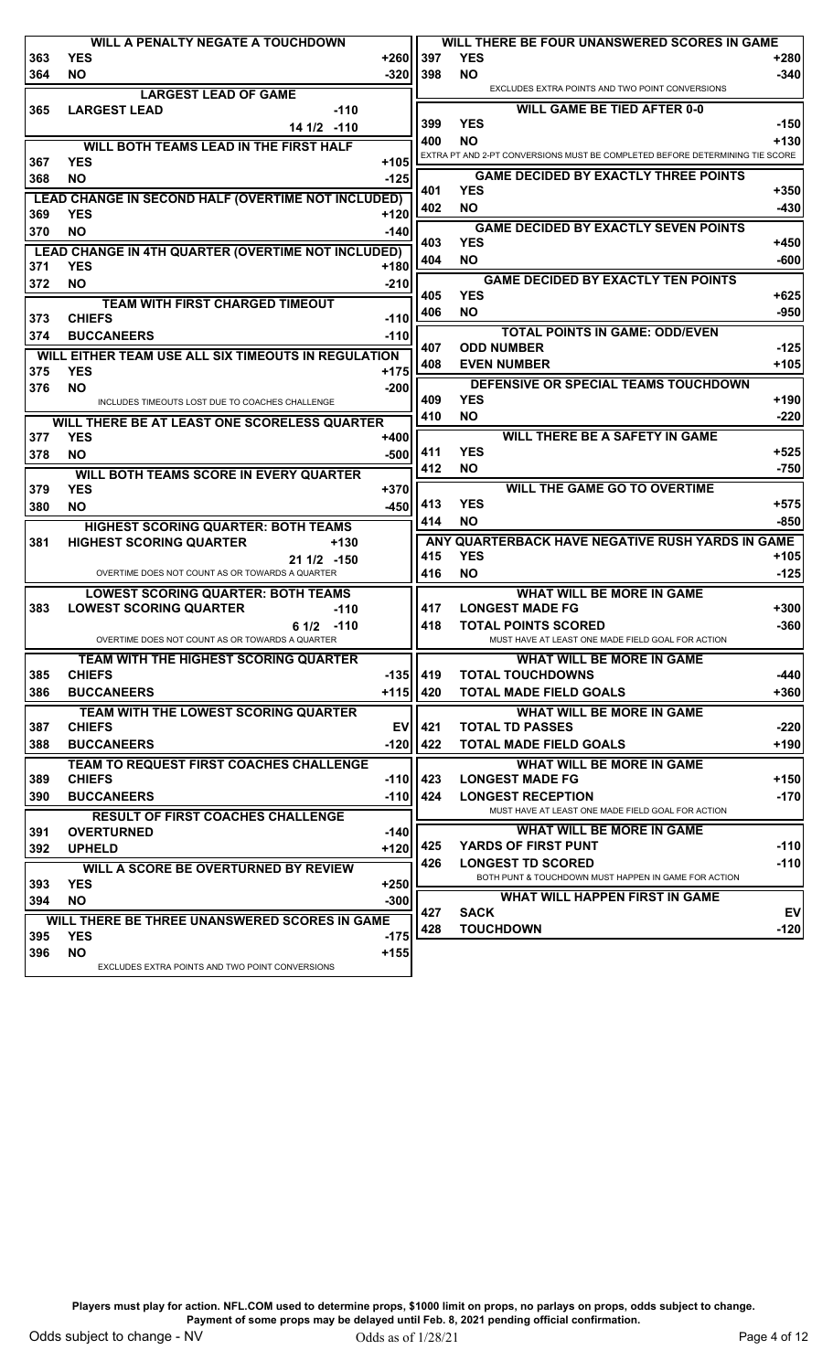### WILL A PENALTY NEGATE A TOUCHDOWN

| | | |
|---|---|---|
| 363 | YES | +260 |
| 364 | NO | -320 |

### LARGEST LEAD OF GAME

| | | |
|---|---|---|
| 365 | LARGEST LEAD -110 | |
| | 14 1/2 -110 | |

### WILL BOTH TEAMS LEAD IN THE FIRST HALF

| | | |
|---|---|---|
| 367 | YES | +105 |
| 368 | NO | -125 |

### LEAD CHANGE IN SECOND HALF (OVERTIME NOT INCLUDED)

| | | |
|---|---|---|
| 369 | YES | +120 |
| 370 | NO | -140 |

### LEAD CHANGE IN 4TH QUARTER (OVERTIME NOT INCLUDED)

| | | |
|---|---|---|
| 371 | YES | +180 |
| 372 | NO | -210 |

### TEAM WITH FIRST CHARGED TIMEOUT

| | | |
|---|---|---|
| 373 | CHIEFS | -110 |
| 374 | BUCCANEERS | -110 |

### WILL EITHER TEAM USE ALL SIX TIMEOUTS IN REGULATION

| | | |
|---|---|---|
| 375 | YES | +175 |
| 376 | NO | -200 |

INCLUDES TIMEOUTS LOST DUE TO COACHES CHALLENGE

### WILL THERE BE AT LEAST ONE SCORELESS QUARTER

| | | |
|---|---|---|
| 377 | YES | +400 |
| 378 | NO | -500 |

### WILL BOTH TEAMS SCORE IN EVERY QUARTER

| | | |
|---|---|---|
| 379 | YES | +370 |
| 380 | NO | -450 |

### HIGHEST SCORING QUARTER: BOTH TEAMS

| | | |
|---|---|---|
| 381 | HIGHEST SCORING QUARTER +130 | |
| | 21 1/2 -150 | |

OVERTIME DOES NOT COUNT AS OR TOWARDS A QUARTER

### LOWEST SCORING QUARTER: BOTH TEAMS

| | | |
|---|---|---|
| 383 | LOWEST SCORING QUARTER -110 | |
| | 6 1/2 -110 | |

OVERTIME DOES NOT COUNT AS OR TOWARDS A QUARTER

### TEAM WITH THE HIGHEST SCORING QUARTER

| | | |
|---|---|---|
| 385 | CHIEFS | -135 |
| 386 | BUCCANEERS | +115 |

### TEAM WITH THE LOWEST SCORING QUARTER

| | | |
|---|---|---|
| 387 | CHIEFS | EV |
| 388 | BUCCANEERS | -120 |

### TEAM TO REQUEST FIRST COACHES CHALLENGE

| | | |
|---|---|---|
| 389 | CHIEFS | -110 |
| 390 | BUCCANEERS | -110 |

### RESULT OF FIRST COACHES CHALLENGE

| | | |
|---|---|---|
| 391 | OVERTURNED | -140 |
| 392 | UPHELD | +120 |

### WILL A SCORE BE OVERTURNED BY REVIEW

| | | |
|---|---|---|
| 393 | YES | +250 |
| 394 | NO | -300 |

### WILL THERE BE THREE UNANSWERED SCORES IN GAME

| | | |
|---|---|---|
| 395 | YES | -175 |
| 396 | NO | +155 |

EXCLUDES EXTRA POINTS AND TWO POINT CONVERSIONS

### WILL THERE BE FOUR UNANSWERED SCORES IN GAME

| | | |
|---|---|---|
| 397 | YES | +280 |
| 398 | NO | -340 |

EXCLUDES EXTRA POINTS AND TWO POINT CONVERSIONS

### WILL GAME BE TIED AFTER 0-0

| | | |
|---|---|---|
| 399 | YES | -150 |
| 400 | NO | +130 |

EXTRA PT AND 2-PT CONVERSIONS MUST BE COMPLETED BEFORE DETERMINING TIE SCORE

### GAME DECIDED BY EXACTLY THREE POINTS

| | | |
|---|---|---|
| 401 | YES | +350 |
| 402 | NO | -430 |

### GAME DECIDED BY EXACTLY SEVEN POINTS

| | | |
|---|---|---|
| 403 | YES | +450 |
| 404 | NO | -600 |

### GAME DECIDED BY EXACTLY TEN POINTS

| | | |
|---|---|---|
| 405 | YES | +625 |
| 406 | NO | -950 |

### TOTAL POINTS IN GAME: ODD/EVEN

| | | |
|---|---|---|
| 407 | ODD NUMBER | -125 |
| 408 | EVEN NUMBER | +105 |

### DEFENSIVE OR SPECIAL TEAMS TOUCHDOWN

| | | |
|---|---|---|
| 409 | YES | +190 |
| 410 | NO | -220 |

### WILL THERE BE A SAFETY IN GAME

| | | |
|---|---|---|
| 411 | YES | +525 |
| 412 | NO | -750 |

### WILL THE GAME GO TO OVERTIME

| | | |
|---|---|---|
| 413 | YES | +575 |
| 414 | NO | -850 |

### ANY QUARTERBACK HAVE NEGATIVE RUSH YARDS IN GAME

| | | |
|---|---|---|
| 415 | YES | +105 |
| 416 | NO | -125 |

### WHAT WILL BE MORE IN GAME

| | | |
|---|---|---|
| 417 | LONGEST MADE FG | +300 |
| 418 | TOTAL POINTS SCORED | -360 |

MUST HAVE AT LEAST ONE MADE FIELD GOAL FOR ACTION

### WHAT WILL BE MORE IN GAME

| | | |
|---|---|---|
| 419 | TOTAL TOUCHDOWNS | -440 |
| 420 | TOTAL MADE FIELD GOALS | +360 |

### WHAT WILL BE MORE IN GAME

| | | |
|---|---|---|
| 421 | TOTAL TD PASSES | -220 |
| 422 | TOTAL MADE FIELD GOALS | +190 |

### WHAT WILL BE MORE IN GAME

| | | |
|---|---|---|
| 423 | LONGEST MADE FG | +150 |
| 424 | LONGEST RECEPTION | -170 |

MUST HAVE AT LEAST ONE MADE FIELD GOAL FOR ACTION

### WHAT WILL BE MORE IN GAME

| | | |
|---|---|---|
| 425 | YARDS OF FIRST PUNT | -110 |
| 426 | LONGEST TD SCORED | -110 |

BOTH PUNT & TOUCHDOWN MUST HAPPEN IN GAME FOR ACTION

### WHAT WILL HAPPEN FIRST IN GAME

| | | |
|---|---|---|
| 427 | SACK | EV |
| 428 | TOUCHDOWN | -120 |

**Players must play for action. NFL.COM used to determine props, $1000 limit on props, no parlays on props, odds subject to change. Payment of some props may be delayed until Feb. 8, 2021 pending official confirmation.**

Odds subject to change - NV    Odds as of 1/28/21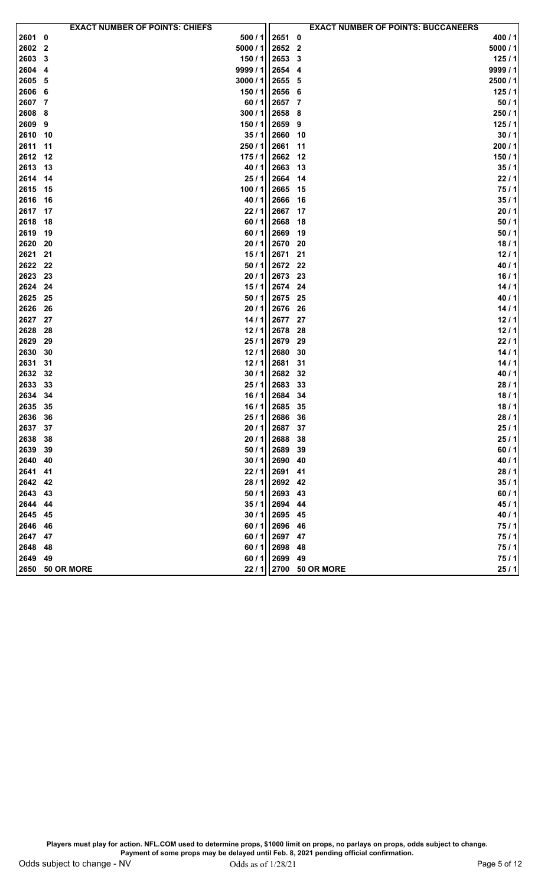| EXACT NUMBER OF POINTS: CHIEFS | | | EXACT NUMBER OF POINTS: BUCCANEERS | | |
|---|---|---|---|---|---|
| 2601 | 0 | 500 / 1 | 2651 | 0 | 400 / 1 |
| 2602 | 2 | 5000 / 1 | 2652 | 2 | 5000 / 1 |
| 2603 | 3 | 150 / 1 | 2653 | 3 | 125 / 1 |
| 2604 | 4 | 9999 / 1 | 2654 | 4 | 9999 / 1 |
| 2605 | 5 | 3000 / 1 | 2655 | 5 | 2500 / 1 |
| 2606 | 6 | 150 / 1 | 2656 | 6 | 125 / 1 |
| 2607 | 7 | 60 / 1 | 2657 | 7 | 50 / 1 |
| 2608 | 8 | 300 / 1 | 2658 | 8 | 250 / 1 |
| 2609 | 9 | 150 / 1 | 2659 | 9 | 125 / 1 |
| 2610 | 10 | 35 / 1 | 2660 | 10 | 30 / 1 |
| 2611 | 11 | 250 / 1 | 2661 | 11 | 200 / 1 |
| 2612 | 12 | 175 / 1 | 2662 | 12 | 150 / 1 |
| 2613 | 13 | 40 / 1 | 2663 | 13 | 35 / 1 |
| 2614 | 14 | 25 / 1 | 2664 | 14 | 22 / 1 |
| 2615 | 15 | 100 / 1 | 2665 | 15 | 75 / 1 |
| 2616 | 16 | 40 / 1 | 2666 | 16 | 35 / 1 |
| 2617 | 17 | 22 / 1 | 2667 | 17 | 20 / 1 |
| 2618 | 18 | 60 / 1 | 2668 | 18 | 50 / 1 |
| 2619 | 19 | 60 / 1 | 2669 | 19 | 50 / 1 |
| 2620 | 20 | 20 / 1 | 2670 | 20 | 18 / 1 |
| 2621 | 21 | 15 / 1 | 2671 | 21 | 12 / 1 |
| 2622 | 22 | 50 / 1 | 2672 | 22 | 40 / 1 |
| 2623 | 23 | 20 / 1 | 2673 | 23 | 16 / 1 |
| 2624 | 24 | 15 / 1 | 2674 | 24 | 14 / 1 |
| 2625 | 25 | 50 / 1 | 2675 | 25 | 40 / 1 |
| 2626 | 26 | 20 / 1 | 2676 | 26 | 14 / 1 |
| 2627 | 27 | 14 / 1 | 2677 | 27 | 12 / 1 |
| 2628 | 28 | 12 / 1 | 2678 | 28 | 12 / 1 |
| 2629 | 29 | 25 / 1 | 2679 | 29 | 22 / 1 |
| 2630 | 30 | 12 / 1 | 2680 | 30 | 14 / 1 |
| 2631 | 31 | 12 / 1 | 2681 | 31 | 14 / 1 |
| 2632 | 32 | 30 / 1 | 2682 | 32 | 40 / 1 |
| 2633 | 33 | 25 / 1 | 2683 | 33 | 28 / 1 |
| 2634 | 34 | 16 / 1 | 2684 | 34 | 18 / 1 |
| 2635 | 35 | 16 / 1 | 2685 | 35 | 18 / 1 |
| 2636 | 36 | 25 / 1 | 2686 | 36 | 28 / 1 |
| 2637 | 37 | 20 / 1 | 2687 | 37 | 25 / 1 |
| 2638 | 38 | 20 / 1 | 2688 | 38 | 25 / 1 |
| 2639 | 39 | 50 / 1 | 2689 | 39 | 60 / 1 |
| 2640 | 40 | 30 / 1 | 2690 | 40 | 40 / 1 |
| 2641 | 41 | 22 / 1 | 2691 | 41 | 28 / 1 |
| 2642 | 42 | 28 / 1 | 2692 | 42 | 35 / 1 |
| 2643 | 43 | 50 / 1 | 2693 | 43 | 60 / 1 |
| 2644 | 44 | 35 / 1 | 2694 | 44 | 45 / 1 |
| 2645 | 45 | 30 / 1 | 2695 | 45 | 40 / 1 |
| 2646 | 46 | 60 / 1 | 2696 | 46 | 75 / 1 |
| 2647 | 47 | 60 / 1 | 2697 | 47 | 75 / 1 |
| 2648 | 48 | 60 / 1 | 2698 | 48 | 75 / 1 |
| 2649 | 49 | 60 / 1 | 2699 | 49 | 75 / 1 |
| 2650 | 50 OR MORE | 22 / 1 | 2700 | 50 OR MORE | 25 / 1 |

**Players must play for action. NFL.COM used to determine props, $1000 limit on props, no parlays on props, odds subject to change. Payment of some props may be delayed until Feb. 8, 2021 pending official confirmation.**

Odds subject to change - NV Odds as of 1/28/21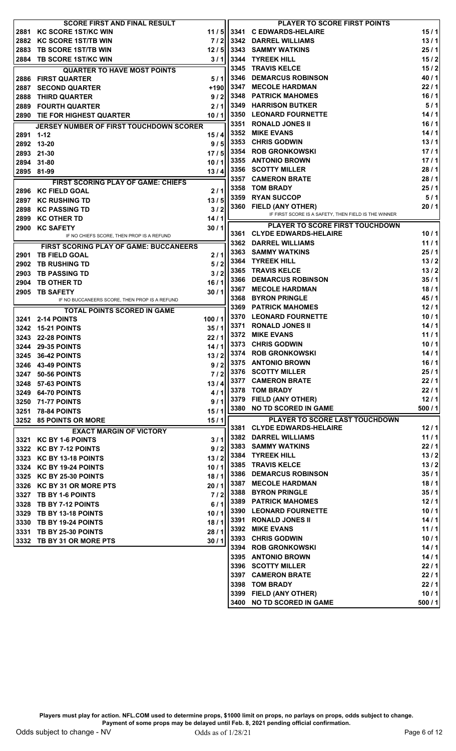## SCORE FIRST AND FINAL RESULT

| # | Selection | Odds |
|---|---|---|
| 2881 | KC SCORE 1ST/KC WIN | 11 / 5 |
| 2882 | KC SCORE 1ST/TB WIN | 7 / 2 |
| 2883 | TB SCORE 1ST/TB WIN | 12 / 5 |
| 2884 | TB SCORE 1ST/KC WIN | 3 / 1 |

## QUARTER TO HAVE MOST POINTS

| # | Selection | Odds |
|---|---|---|
| 2886 | FIRST QUARTER | 5 / 1 |
| 2887 | SECOND QUARTER | +190 |
| 2888 | THIRD QUARTER | 9 / 2 |
| 2889 | FOURTH QUARTER | 2 / 1 |
| 2890 | TIE FOR HIGHEST QUARTER | 10 / 1 |

## JERSEY NUMBER OF FIRST TOUCHDOWN SCORER

| # | Selection | Odds |
|---|---|---|
| 2891 | 1-12 | 15 / 4 |
| 2892 | 13-20 | 9 / 5 |
| 2893 | 21-30 | 17 / 5 |
| 2894 | 31-80 | 10 / 1 |
| 2895 | 81-99 | 13 / 4 |

## FIRST SCORING PLAY OF GAME: CHIEFS

| # | Selection | Odds |
|---|---|---|
| 2896 | KC FIELD GOAL | 2 / 1 |
| 2897 | KC RUSHING TD | 13 / 5 |
| 2898 | KC PASSING TD | 3 / 2 |
| 2899 | KC OTHER TD | 14 / 1 |
| 2900 | KC SAFETY | 30 / 1 |

IF NO CHIEFS SCORE, THEN PROP IS A REFUND

## FIRST SCORING PLAY OF GAME: BUCCANEERS

| # | Selection | Odds |
|---|---|---|
| 2901 | TB FIELD GOAL | 2 / 1 |
| 2902 | TB RUSHING TD | 5 / 2 |
| 2903 | TB PASSING TD | 3 / 2 |
| 2904 | TB OTHER TD | 16 / 1 |
| 2905 | TB SAFETY | 30 / 1 |

IF NO BUCCANEERS SCORE, THEN PROP IS A REFUND

## TOTAL POINTS SCORED IN GAME

| # | Selection | Odds |
|---|---|---|
| 3241 | 2-14 POINTS | 100 / 1 |
| 3242 | 15-21 POINTS | 35 / 1 |
| 3243 | 22-28 POINTS | 22 / 1 |
| 3244 | 29-35 POINTS | 14 / 1 |
| 3245 | 36-42 POINTS | 13 / 2 |
| 3246 | 43-49 POINTS | 9 / 2 |
| 3247 | 50-56 POINTS | 7 / 2 |
| 3248 | 57-63 POINTS | 13 / 4 |
| 3249 | 64-70 POINTS | 4 / 1 |
| 3250 | 71-77 POINTS | 9 / 1 |
| 3251 | 78-84 POINTS | 15 / 1 |
| 3252 | 85 POINTS OR MORE | 15 / 1 |

## EXACT MARGIN OF VICTORY

| # | Selection | Odds |
|---|---|---|
| 3321 | KC BY 1-6 POINTS | 3 / 1 |
| 3322 | KC BY 7-12 POINTS | 9 / 2 |
| 3323 | KC BY 13-18 POINTS | 13 / 2 |
| 3324 | KC BY 19-24 POINTS | 10 / 1 |
| 3325 | KC BY 25-30 POINTS | 18 / 1 |
| 3326 | KC BY 31 OR MORE PTS | 20 / 1 |
| 3327 | TB BY 1-6 POINTS | 7 / 2 |
| 3328 | TB BY 7-12 POINTS | 6 / 1 |
| 3329 | TB BY 13-18 POINTS | 10 / 1 |
| 3330 | TB BY 19-24 POINTS | 18 / 1 |
| 3331 | TB BY 25-30 POINTS | 28 / 1 |
| 3332 | TB BY 31 OR MORE PTS | 30 / 1 |

## PLAYER TO SCORE FIRST POINTS

| # | Selection | Odds |
|---|---|---|
| 3341 | C EDWARDS-HELAIRE | 15 / 1 |
| 3342 | DARREL WILLIAMS | 13 / 1 |
| 3343 | SAMMY WATKINS | 25 / 1 |
| 3344 | TYREEK HILL | 15 / 2 |
| 3345 | TRAVIS KELCE | 15 / 2 |
| 3346 | DEMARCUS ROBINSON | 40 / 1 |
| 3347 | MECOLE HARDMAN | 22 / 1 |
| 3348 | PATRICK MAHOMES | 16 / 1 |
| 3349 | HARRISON BUTKER | 5 / 1 |
| 3350 | LEONARD FOURNETTE | 14 / 1 |
| 3351 | RONALD JONES II | 16 / 1 |
| 3352 | MIKE EVANS | 14 / 1 |
| 3353 | CHRIS GODWIN | 13 / 1 |
| 3354 | ROB GRONKOWSKI | 17 / 1 |
| 3355 | ANTONIO BROWN | 17 / 1 |
| 3356 | SCOTTY MILLER | 28 / 1 |
| 3357 | CAMERON BRATE | 28 / 1 |
| 3358 | TOM BRADY | 25 / 1 |
| 3359 | RYAN SUCCOP | 5 / 1 |
| 3360 | FIELD (ANY OTHER) | 20 / 1 |

IF FIRST SCORE IS A SAFETY, THEN FIELD IS THE WINNER

## PLAYER TO SCORE FIRST TOUCHDOWN

| # | Selection | Odds |
|---|---|---|
| 3361 | CLYDE EDWARDS-HELAIRE | 10 / 1 |
| 3362 | DARREL WILLIAMS | 11 / 1 |
| 3363 | SAMMY WATKINS | 25 / 1 |
| 3364 | TYREEK HILL | 13 / 2 |
| 3365 | TRAVIS KELCE | 13 / 2 |
| 3366 | DEMARCUS ROBINSON | 35 / 1 |
| 3367 | MECOLE HARDMAN | 18 / 1 |
| 3368 | BYRON PRINGLE | 45 / 1 |
| 3369 | PATRICK MAHOMES | 12 / 1 |
| 3370 | LEONARD FOURNETTE | 10 / 1 |
| 3371 | RONALD JONES II | 14 / 1 |
| 3372 | MIKE EVANS | 11 / 1 |
| 3373 | CHRIS GODWIN | 10 / 1 |
| 3374 | ROB GRONKOWSKI | 14 / 1 |
| 3375 | ANTONIO BROWN | 16 / 1 |
| 3376 | SCOTTY MILLER | 25 / 1 |
| 3377 | CAMERON BRATE | 22 / 1 |
| 3378 | TOM BRADY | 22 / 1 |
| 3379 | FIELD (ANY OTHER) | 12 / 1 |
| 3380 | NO TD SCORED IN GAME | 500 / 1 |

## PLAYER TO SCORE LAST TOUCHDOWN

| # | Selection | Odds |
|---|---|---|
| 3381 | CLYDE EDWARDS-HELAIRE | 12 / 1 |
| 3382 | DARREL WILLIAMS | 11 / 1 |
| 3383 | SAMMY WATKINS | 22 / 1 |
| 3384 | TYREEK HILL | 13 / 2 |
| 3385 | TRAVIS KELCE | 13 / 2 |
| 3386 | DEMARCUS ROBINSON | 35 / 1 |
| 3387 | MECOLE HARDMAN | 18 / 1 |
| 3388 | BYRON PRINGLE | 35 / 1 |
| 3389 | PATRICK MAHOMES | 12 / 1 |
| 3390 | LEONARD FOURNETTE | 10 / 1 |
| 3391 | RONALD JONES II | 14 / 1 |
| 3392 | MIKE EVANS | 11 / 1 |
| 3393 | CHRIS GODWIN | 10 / 1 |
| 3394 | ROB GRONKOWSKI | 14 / 1 |
| 3395 | ANTONIO BROWN | 14 / 1 |
| 3396 | SCOTTY MILLER | 22 / 1 |
| 3397 | CAMERON BRATE | 22 / 1 |
| 3398 | TOM BRADY | 22 / 1 |
| 3399 | FIELD (ANY OTHER) | 10 / 1 |
| 3400 | NO TD SCORED IN GAME | 500 / 1 |

**Players must play for action. NFL.COM used to determine props, $1000 limit on props, no parlays on props, odds subject to change. Payment of some props may be delayed until Feb. 8, 2021 pending official confirmation.**

Odds subject to change - NV    Odds as of 1/28/21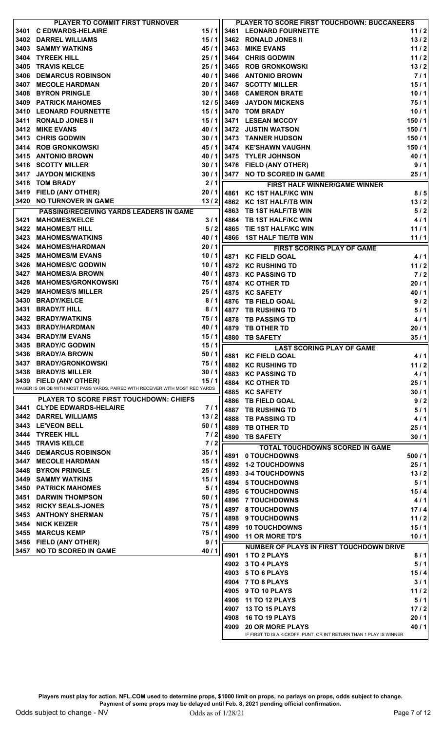## PLAYER TO COMMIT FIRST TURNOVER

| # | Player | Odds |
|---|---|---|
| 3401 | C EDWARDS-HELAIRE | 15 / 1 |
| 3402 | DARREL WILLIAMS | 15 / 1 |
| 3403 | SAMMY WATKINS | 45 / 1 |
| 3404 | TYREEK HILL | 25 / 1 |
| 3405 | TRAVIS KELCE | 25 / 1 |
| 3406 | DEMARCUS ROBINSON | 40 / 1 |
| 3407 | MECOLE HARDMAN | 20 / 1 |
| 3408 | BYRON PRINGLE | 30 / 1 |
| 3409 | PATRICK MAHOMES | 12 / 5 |
| 3410 | LEONARD FOURNETTE | 15 / 1 |
| 3411 | RONALD JONES II | 15 / 1 |
| 3412 | MIKE EVANS | 40 / 1 |
| 3413 | CHRIS GODWIN | 30 / 1 |
| 3414 | ROB GRONKOWSKI | 45 / 1 |
| 3415 | ANTONIO BROWN | 40 / 1 |
| 3416 | SCOTTY MILLER | 30 / 1 |
| 3417 | JAYDON MICKENS | 30 / 1 |
| 3418 | TOM BRADY | 2 / 1 |
| 3419 | FIELD (ANY OTHER) | 20 / 1 |
| 3420 | NO TURNOVER IN GAME | 13 / 2 |

## PASSING/RECEIVING YARDS LEADERS IN GAME

| # | Pair | Odds |
|---|---|---|
| 3421 | MAHOMES/KELCE | 3 / 1 |
| 3422 | MAHOMES/T HILL | 5 / 2 |
| 3423 | MAHOMES/WATKINS | 40 / 1 |
| 3424 | MAHOMES/HARDMAN | 20 / 1 |
| 3425 | MAHOMES/M EVANS | 10 / 1 |
| 3426 | MAHOMES/C GODWIN | 10 / 1 |
| 3427 | MAHOMES/A BROWN | 40 / 1 |
| 3428 | MAHOMES/GRONKOWSKI | 75 / 1 |
| 3429 | MAHOMES/S MILLER | 25 / 1 |
| 3430 | BRADY/KELCE | 8 / 1 |
| 3431 | BRADY/T HILL | 8 / 1 |
| 3432 | BRADY/WATKINS | 75 / 1 |
| 3433 | BRADY/HARDMAN | 40 / 1 |
| 3434 | BRADY/M EVANS | 15 / 1 |
| 3435 | BRADY/C GODWIN | 15 / 1 |
| 3436 | BRADY/A BROWN | 50 / 1 |
| 3437 | BRADY/GRONKOWSKI | 75 / 1 |
| 3438 | BRADY/S MILLER | 30 / 1 |
| 3439 | FIELD (ANY OTHER) | 15 / 1 |

WAGER IS ON QB WITH MOST PASS YARDS, PAIRED WITH RECEIVER WITH MOST REC YARDS

## PLAYER TO SCORE FIRST TOUCHDOWN: CHIEFS

| # | Player | Odds |
|---|---|---|
| 3441 | CLYDE EDWARDS-HELAIRE | 7 / 1 |
| 3442 | DARREL WILLIAMS | 13 / 2 |
| 3443 | LE'VEON BELL | 50 / 1 |
| 3444 | TYREEK HILL | 7 / 2 |
| 3445 | TRAVIS KELCE | 7 / 2 |
| 3446 | DEMARCUS ROBINSON | 35 / 1 |
| 3447 | MECOLE HARDMAN | 15 / 1 |
| 3448 | BYRON PRINGLE | 25 / 1 |
| 3449 | SAMMY WATKINS | 15 / 1 |
| 3450 | PATRICK MAHOMES | 5 / 1 |
| 3451 | DARWIN THOMPSON | 50 / 1 |
| 3452 | RICKY SEALS-JONES | 75 / 1 |
| 3453 | ANTHONY SHERMAN | 75 / 1 |
| 3454 | NICK KEIZER | 75 / 1 |
| 3455 | MARCUS KEMP | 75 / 1 |
| 3456 | FIELD (ANY OTHER) | 9 / 1 |
| 3457 | NO TD SCORED IN GAME | 40 / 1 |

## PLAYER TO SCORE FIRST TOUCHDOWN: BUCCANEERS

| # | Player | Odds |
|---|---|---|
| 3461 | LEONARD FOURNETTE | 11 / 2 |
| 3462 | RONALD JONES II | 13 / 2 |
| 3463 | MIKE EVANS | 11 / 2 |
| 3464 | CHRIS GODWIN | 11 / 2 |
| 3465 | ROB GRONKOWSKI | 13 / 2 |
| 3466 | ANTONIO BROWN | 7 / 1 |
| 3467 | SCOTTY MILLER | 15 / 1 |
| 3468 | CAMERON BRATE | 10 / 1 |
| 3469 | JAYDON MICKENS | 75 / 1 |
| 3470 | TOM BRADY | 10 / 1 |
| 3471 | LESEAN MCCOY | 150 / 1 |
| 3472 | JUSTIN WATSON | 150 / 1 |
| 3473 | TANNER HUDSON | 150 / 1 |
| 3474 | KE'SHAWN VAUGHN | 150 / 1 |
| 3475 | TYLER JOHNSON | 40 / 1 |
| 3476 | FIELD (ANY OTHER) | 9 / 1 |
| 3477 | NO TD SCORED IN GAME | 25 / 1 |

## FIRST HALF WINNER/GAME WINNER

| # | Outcome | Odds |
|---|---|---|
| 4861 | KC 1ST HALF/KC WIN | 8 / 5 |
| 4862 | KC 1ST HALF/TB WIN | 13 / 2 |
| 4863 | TB 1ST HALF/TB WIN | 5 / 2 |
| 4864 | TB 1ST HALF/KC WIN | 4 / 1 |
| 4865 | TIE 1ST HALF/KC WIN | 11 / 1 |
| 4866 | 1ST HALF TIE/TB WIN | 11 / 1 |

## FIRST SCORING PLAY OF GAME

| # | Outcome | Odds |
|---|---|---|
| 4871 | KC FIELD GOAL | 4 / 1 |
| 4872 | KC RUSHING TD | 11 / 2 |
| 4873 | KC PASSING TD | 7 / 2 |
| 4874 | KC OTHER TD | 20 / 1 |
| 4875 | KC SAFETY | 40 / 1 |
| 4876 | TB FIELD GOAL | 9 / 2 |
| 4877 | TB RUSHING TD | 5 / 1 |
| 4878 | TB PASSING TD | 4 / 1 |
| 4879 | TB OTHER TD | 20 / 1 |
| 4880 | TB SAFETY | 35 / 1 |

## LAST SCORING PLAY OF GAME

| # | Outcome | Odds |
|---|---|---|
| 4881 | KC FIELD GOAL | 4 / 1 |
| 4882 | KC RUSHING TD | 11 / 2 |
| 4883 | KC PASSING TD | 4 / 1 |
| 4884 | KC OTHER TD | 25 / 1 |
| 4885 | KC SAFETY | 30 / 1 |
| 4886 | TB FIELD GOAL | 9 / 2 |
| 4887 | TB RUSHING TD | 5 / 1 |
| 4888 | TB PASSING TD | 4 / 1 |
| 4889 | TB OTHER TD | 25 / 1 |
| 4890 | TB SAFETY | 30 / 1 |

## TOTAL TOUCHDOWNS SCORED IN GAME

| # | Outcome | Odds |
|---|---|---|
| 4891 | 0 TOUCHDOWNS | 500 / 1 |
| 4892 | 1-2 TOUCHDOWNS | 25 / 1 |
| 4893 | 3-4 TOUCHDOWNS | 13 / 2 |
| 4894 | 5 TOUCHDOWNS | 5 / 1 |
| 4895 | 6 TOUCHDOWNS | 15 / 4 |
| 4896 | 7 TOUCHDOWNS | 4 / 1 |
| 4897 | 8 TOUCHDOWNS | 17 / 4 |
| 4898 | 9 TOUCHDOWNS | 11 / 2 |
| 4899 | 10 TOUCHDOWNS | 15 / 1 |
| 4900 | 11 OR MORE TD'S | 10 / 1 |

## NUMBER OF PLAYS IN FIRST TOUCHDOWN DRIVE

| # | Outcome | Odds |
|---|---|---|
| 4901 | 1 TO 2 PLAYS | 8 / 1 |
| 4902 | 3 TO 4 PLAYS | 5 / 1 |
| 4903 | 5 TO 6 PLAYS | 15 / 4 |
| 4904 | 7 TO 8 PLAYS | 3 / 1 |
| 4905 | 9 TO 10 PLAYS | 11 / 2 |
| 4906 | 11 TO 12 PLAYS | 5 / 1 |
| 4907 | 13 TO 15 PLAYS | 17 / 2 |
| 4908 | 16 TO 19 PLAYS | 20 / 1 |
| 4909 | 20 OR MORE PLAYS | 40 / 1 |

IF FIRST TD IS A KICKOFF, PUNT, OR INT RETURN THAN 1 PLAY IS WINNER

**Players must play for action. NFL.COM used to determine props, $1000 limit on props, no parlays on props, odds subject to change. Payment of some props may be delayed until Feb. 8, 2021 pending official confirmation.**

Odds subject to change - NV    Odds as of 1/28/21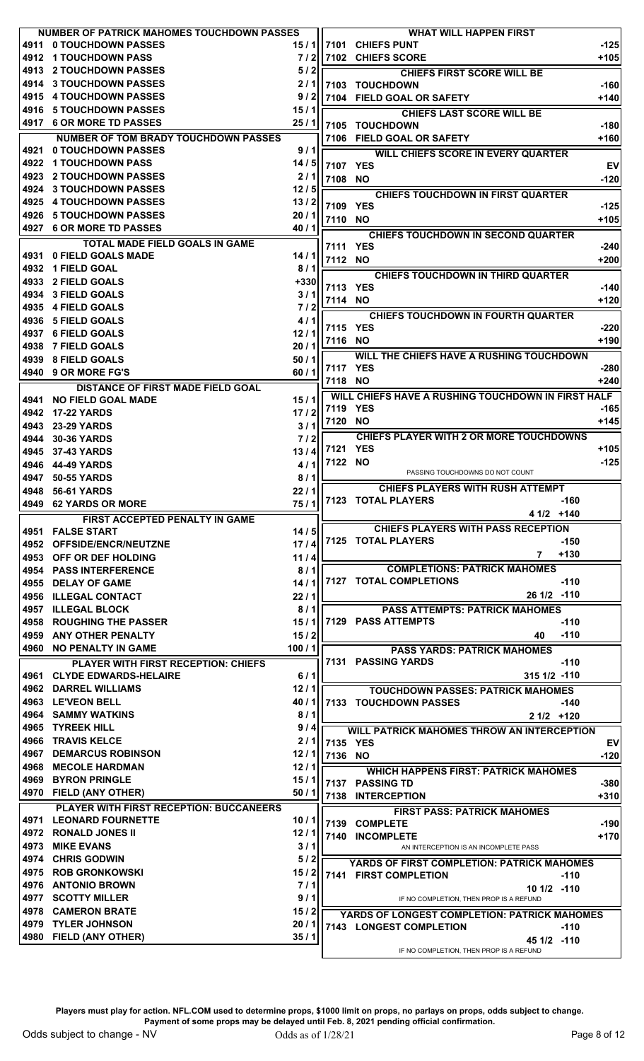## NUMBER OF PATRICK MAHOMES TOUCHDOWN PASSES

| | | |
|---|---|---|
| 4911 | 0 TOUCHDOWN PASSES | 15 / 1 |
| 4912 | 1 TOUCHDOWN PASS | 7 / 2 |
| 4913 | 2 TOUCHDOWN PASSES | 5 / 2 |
| 4914 | 3 TOUCHDOWN PASSES | 2 / 1 |
| 4915 | 4 TOUCHDOWN PASSES | 9 / 2 |
| 4916 | 5 TOUCHDOWN PASSES | 15 / 1 |
| 4917 | 6 OR MORE TD PASSES | 25 / 1 |

## NUMBER OF TOM BRADY TOUCHDOWN PASSES

| | | |
|---|---|---|
| 4921 | 0 TOUCHDOWN PASSES | 9 / 1 |
| 4922 | 1 TOUCHDOWN PASS | 14 / 5 |
| 4923 | 2 TOUCHDOWN PASSES | 2 / 1 |
| 4924 | 3 TOUCHDOWN PASSES | 12 / 5 |
| 4925 | 4 TOUCHDOWN PASSES | 13 / 2 |
| 4926 | 5 TOUCHDOWN PASSES | 20 / 1 |
| 4927 | 6 OR MORE TD PASSES | 40 / 1 |

## TOTAL MADE FIELD GOALS IN GAME

| | | |
|---|---|---|
| 4931 | 0 FIELD GOALS MADE | 14 / 1 |
| 4932 | 1 FIELD GOAL | 8 / 1 |
| 4933 | 2 FIELD GOALS | +330 |
| 4934 | 3 FIELD GOALS | 3 / 1 |
| 4935 | 4 FIELD GOALS | 7 / 2 |
| 4936 | 5 FIELD GOALS | 4 / 1 |
| 4937 | 6 FIELD GOALS | 12 / 1 |
| 4938 | 7 FIELD GOALS | 20 / 1 |
| 4939 | 8 FIELD GOALS | 50 / 1 |
| 4940 | 9 OR MORE FG'S | 60 / 1 |

## DISTANCE OF FIRST MADE FIELD GOAL

| | | |
|---|---|---|
| 4941 | NO FIELD GOAL MADE | 15 / 1 |
| 4942 | 17-22 YARDS | 17 / 2 |
| 4943 | 23-29 YARDS | 3 / 1 |
| 4944 | 30-36 YARDS | 7 / 2 |
| 4945 | 37-43 YARDS | 13 / 4 |
| 4946 | 44-49 YARDS | 4 / 1 |
| 4947 | 50-55 YARDS | 8 / 1 |
| 4948 | 56-61 YARDS | 22 / 1 |
| 4949 | 62 YARDS OR MORE | 75 / 1 |

## FIRST ACCEPTED PENALTY IN GAME

| | | |
|---|---|---|
| 4951 | FALSE START | 14 / 5 |
| 4952 | OFFSIDE/ENCR/NEUTZNE | 17 / 4 |
| 4953 | OFF OR DEF HOLDING | 11 / 4 |
| 4954 | PASS INTERFERENCE | 8 / 1 |
| 4955 | DELAY OF GAME | 14 / 1 |
| 4956 | ILLEGAL CONTACT | 22 / 1 |
| 4957 | ILLEGAL BLOCK | 8 / 1 |
| 4958 | ROUGHING THE PASSER | 15 / 1 |
| 4959 | ANY OTHER PENALTY | 15 / 2 |
| 4960 | NO PENALTY IN GAME | 100 / 1 |

## PLAYER WITH FIRST RECEPTION: CHIEFS

| | | |
|---|---|---|
| 4961 | CLYDE EDWARDS-HELAIRE | 6 / 1 |
| 4962 | DARREL WILLIAMS | 12 / 1 |
| 4963 | LE'VEON BELL | 40 / 1 |
| 4964 | SAMMY WATKINS | 8 / 1 |
| 4965 | TYREEK HILL | 9 / 4 |
| 4966 | TRAVIS KELCE | 2 / 1 |
| 4967 | DEMARCUS ROBINSON | 12 / 1 |
| 4968 | MECOLE HARDMAN | 12 / 1 |
| 4969 | BYRON PRINGLE | 15 / 1 |
| 4970 | FIELD (ANY OTHER) | 50 / 1 |

## PLAYER WITH FIRST RECEPTION: BUCCANEERS

| | | |
|---|---|---|
| 4971 | LEONARD FOURNETTE | 10 / 1 |
| 4972 | RONALD JONES II | 12 / 1 |
| 4973 | MIKE EVANS | 3 / 1 |
| 4974 | CHRIS GODWIN | 5 / 2 |
| 4975 | ROB GRONKOWSKI | 15 / 2 |
| 4976 | ANTONIO BROWN | 7 / 1 |
| 4977 | SCOTTY MILLER | 9 / 1 |
| 4978 | CAMERON BRATE | 15 / 2 |
| 4979 | TYLER JOHNSON | 20 / 1 |
| 4980 | FIELD (ANY OTHER) | 35 / 1 |

## WHAT WILL HAPPEN FIRST

| | | |
|---|---|---|
| 7101 | CHIEFS PUNT | -125 |
| 7102 | CHIEFS SCORE | +105 |

## CHIEFS FIRST SCORE WILL BE

| | | |
|---|---|---|
| 7103 | TOUCHDOWN | -160 |
| 7104 | FIELD GOAL OR SAFETY | +140 |

## CHIEFS LAST SCORE WILL BE

| | | |
|---|---|---|
| 7105 | TOUCHDOWN | -180 |
| 7106 | FIELD GOAL OR SAFETY | +160 |

## WILL CHIEFS SCORE IN EVERY QUARTER

| | | |
|---|---|---|
| 7107 | YES | EV |
| 7108 | NO | -120 |

## CHIEFS TOUCHDOWN IN FIRST QUARTER

| | | |
|---|---|---|
| 7109 | YES | -125 |
| 7110 | NO | +105 |

## CHIEFS TOUCHDOWN IN SECOND QUARTER

| | | |
|---|---|---|
| 7111 | YES | -240 |
| 7112 | NO | +200 |

## CHIEFS TOUCHDOWN IN THIRD QUARTER

| | | |
|---|---|---|
| 7113 | YES | -140 |
| 7114 | NO | +120 |

## CHIEFS TOUCHDOWN IN FOURTH QUARTER

| | | |
|---|---|---|
| 7115 | YES | -220 |
| 7116 | NO | +190 |

## WILL THE CHIEFS HAVE A RUSHING TOUCHDOWN

| | | |
|---|---|---|
| 7117 | YES | -280 |
| 7118 | NO | +240 |

## WILL CHIEFS HAVE A RUSHING TOUCHDOWN IN FIRST HALF

| | | |
|---|---|---|
| 7119 | YES | -165 |
| 7120 | NO | +145 |

## CHIEFS PLAYER WITH 2 OR MORE TOUCHDOWNS

| | | |
|---|---|---|
| 7121 | YES | +105 |
| 7122 | NO | -125 |

PASSING TOUCHDOWNS DO NOT COUNT

## CHIEFS PLAYERS WITH RUSH ATTEMPT

| | | | |
|---|---|---|---|
| 7123 | TOTAL PLAYERS | | -160 |
| | | 4 1/2 | +140 |

## CHIEFS PLAYERS WITH PASS RECEPTION

| | | | |
|---|---|---|---|
| 7125 | TOTAL PLAYERS | | -150 |
| | | 7 | +130 |

## COMPLETIONS: PATRICK MAHOMES

| | | | |
|---|---|---|---|
| 7127 | TOTAL COMPLETIONS | | -110 |
| | | 26 1/2 | -110 |

## PASS ATTEMPTS: PATRICK MAHOMES

| | | | |
|---|---|---|---|
| 7129 | PASS ATTEMPTS | | -110 |
| | | 40 | -110 |

## PASS YARDS: PATRICK MAHOMES

| | | | |
|---|---|---|---|
| 7131 | PASSING YARDS | | -110 |
| | | 315 1/2 | -110 |

## TOUCHDOWN PASSES: PATRICK MAHOMES

| | | | |
|---|---|---|---|
| 7133 | TOUCHDOWN PASSES | | -140 |
| | | 2 1/2 | +120 |

## WILL PATRICK MAHOMES THROW AN INTERCEPTION

| | | |
|---|---|---|
| 7135 | YES | EV |
| 7136 | NO | -120 |

## WHICH HAPPENS FIRST: PATRICK MAHOMES

| | | |
|---|---|---|
| 7137 | PASSING TD | -380 |
| 7138 | INTERCEPTION | +310 |

## FIRST PASS: PATRICK MAHOMES

| | | |
|---|---|---|
| 7139 | COMPLETE | -190 |
| 7140 | INCOMPLETE | +170 |

AN INTERCEPTION IS AN INCOMPLETE PASS

## YARDS OF FIRST COMPLETION: PATRICK MAHOMES

| | | | |
|---|---|---|---|
| 7141 | FIRST COMPLETION | | -110 |
| | | 10 1/2 | -110 |

IF NO COMPLETION, THEN PROP IS A REFUND

## YARDS OF LONGEST COMPLETION: PATRICK MAHOMES

| | | | |
|---|---|---|---|
| 7143 | LONGEST COMPLETION | | -110 |
| | | 45 1/2 | -110 |

IF NO COMPLETION, THEN PROP IS A REFUND

**Players must play for action. NFL.COM used to determine props, $1000 limit on props, no parlays on props, odds subject to change. Payment of some props may be delayed until Feb. 8, 2021 pending official confirmation.**

Odds subject to change - NV

Odds as of 1/28/21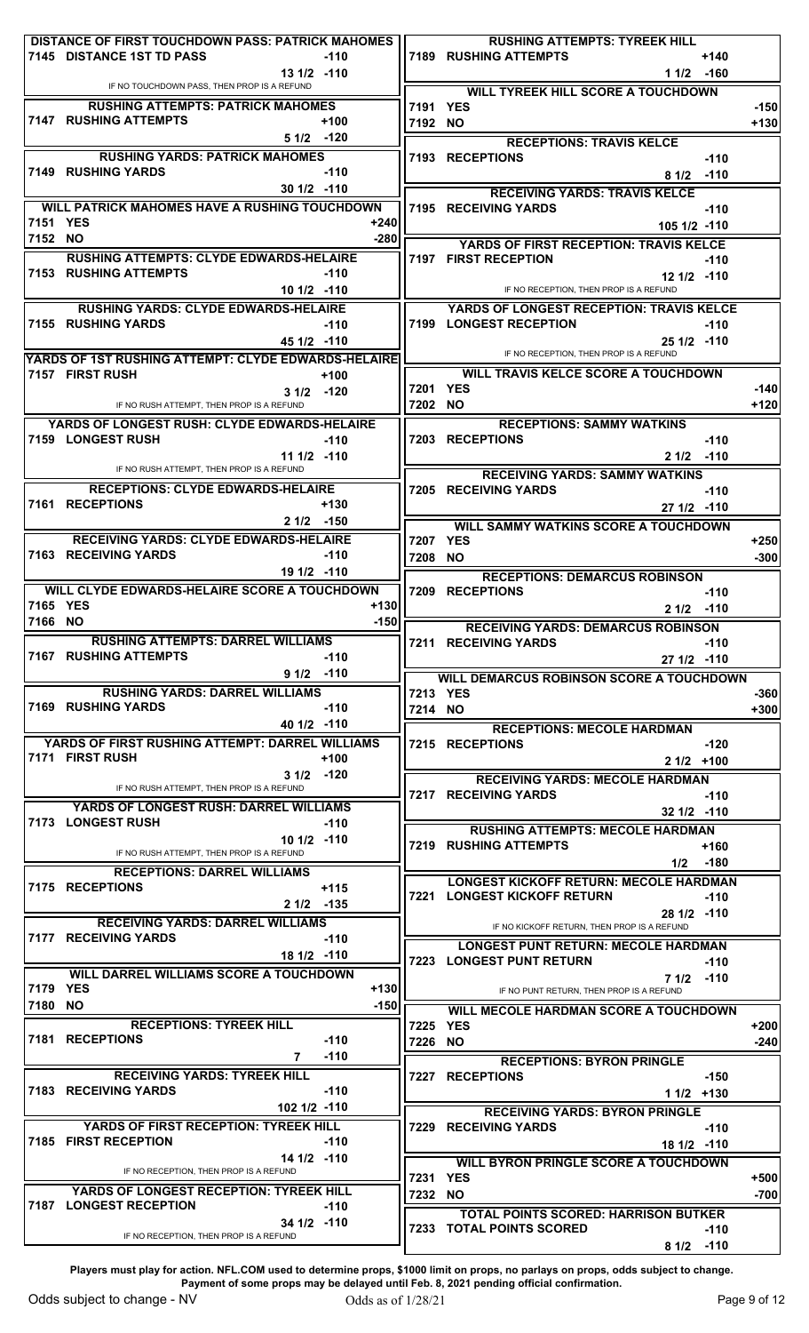### DISTANCE OF FIRST TOUCHDOWN PASS: PATRICK MAHOMES

| | | |
|---|---|---|
| 7145 | DISTANCE 1ST TD PASS | -110 |
| | 13 1/2 | -110 |

IF NO TOUCHDOWN PASS, THEN PROP IS A REFUND

### RUSHING ATTEMPTS: PATRICK MAHOMES

| | | |
|---|---|---|
| 7147 | RUSHING ATTEMPTS | +100 |
| | 5 1/2 | -120 |

### RUSHING YARDS: PATRICK MAHOMES

| | | |
|---|---|---|
| 7149 | RUSHING YARDS | -110 |
| | 30 1/2 | -110 |

### WILL PATRICK MAHOMES HAVE A RUSHING TOUCHDOWN

| | | |
|---|---|---|
| 7151 | YES | +240 |
| 7152 | NO | -280 |

### RUSHING ATTEMPTS: CLYDE EDWARDS-HELAIRE

| | | |
|---|---|---|
| 7153 | RUSHING ATTEMPTS | -110 |
| | 10 1/2 | -110 |

### RUSHING YARDS: CLYDE EDWARDS-HELAIRE

| | | |
|---|---|---|
| 7155 | RUSHING YARDS | -110 |
| | 45 1/2 | -110 |

### YARDS OF 1ST RUSHING ATTEMPT: CLYDE EDWARDS-HELAIRE

| | | |
|---|---|---|
| 7157 | FIRST RUSH | +100 |
| | 3 1/2 | -120 |

IF NO RUSH ATTEMPT, THEN PROP IS A REFUND

### YARDS OF LONGEST RUSH: CLYDE EDWARDS-HELAIRE

| | | |
|---|---|---|
| 7159 | LONGEST RUSH | -110 |
| | 11 1/2 | -110 |

IF NO RUSH ATTEMPT, THEN PROP IS A REFUND

### RECEPTIONS: CLYDE EDWARDS-HELAIRE

| | | |
|---|---|---|
| 7161 | RECEPTIONS | +130 |
| | 2 1/2 | -150 |

### RECEIVING YARDS: CLYDE EDWARDS-HELAIRE

| | | |
|---|---|---|
| 7163 | RECEIVING YARDS | -110 |
| | 19 1/2 | -110 |

### WILL CLYDE EDWARDS-HELAIRE SCORE A TOUCHDOWN

| | | |
|---|---|---|
| 7165 | YES | +130 |
| 7166 | NO | -150 |

### RUSHING ATTEMPTS: DARREL WILLIAMS

| | | |
|---|---|---|
| 7167 | RUSHING ATTEMPTS | -110 |
| | 9 1/2 | -110 |

### RUSHING YARDS: DARREL WILLIAMS

| | | |
|---|---|---|
| 7169 | RUSHING YARDS | -110 |
| | 40 1/2 | -110 |

### YARDS OF FIRST RUSHING ATTEMPT: DARREL WILLIAMS

| | | |
|---|---|---|
| 7171 | FIRST RUSH | +100 |
| | 3 1/2 | -120 |

IF NO RUSH ATTEMPT, THEN PROP IS A REFUND

### YARDS OF LONGEST RUSH: DARREL WILLIAMS

| | | |
|---|---|---|
| 7173 | LONGEST RUSH | -110 |
| | 10 1/2 | -110 |

IF NO RUSH ATTEMPT, THEN PROP IS A REFUND

### RECEPTIONS: DARREL WILLIAMS

| | | |
|---|---|---|
| 7175 | RECEPTIONS | +115 |
| | 2 1/2 | -135 |

### RECEIVING YARDS: DARREL WILLIAMS

| | | |
|---|---|---|
| 7177 | RECEIVING YARDS | -110 |
| | 18 1/2 | -110 |

### WILL DARREL WILLIAMS SCORE A TOUCHDOWN

| | | |
|---|---|---|
| 7179 | YES | +130 |
| 7180 | NO | -150 |

### RECEPTIONS: TYREEK HILL

| | | |
|---|---|---|
| 7181 | RECEPTIONS | -110 |
| | 7 | -110 |

### RECEIVING YARDS: TYREEK HILL

| | | |
|---|---|---|
| 7183 | RECEIVING YARDS | -110 |
| | 102 1/2 | -110 |

### YARDS OF FIRST RECEPTION: TYREEK HILL

| | | |
|---|---|---|
| 7185 | FIRST RECEPTION | -110 |
| | 14 1/2 | -110 |

IF NO RECEPTION, THEN PROP IS A REFUND

### YARDS OF LONGEST RECEPTION: TYREEK HILL

| | | |
|---|---|---|
| 7187 | LONGEST RECEPTION | -110 |
| | 34 1/2 | -110 |

IF NO RECEPTION, THEN PROP IS A REFUND

### RUSHING ATTEMPTS: TYREEK HILL

| | | |
|---|---|---|
| 7189 | RUSHING ATTEMPTS | +140 |
| | 1 1/2 | -160 |

### WILL TYREEK HILL SCORE A TOUCHDOWN

| | | |
|---|---|---|
| 7191 | YES | -150 |
| 7192 | NO | +130 |

### RECEPTIONS: TRAVIS KELCE

| | | |
|---|---|---|
| 7193 | RECEPTIONS | -110 |
| | 8 1/2 | -110 |

### RECEIVING YARDS: TRAVIS KELCE

| | | |
|---|---|---|
| 7195 | RECEIVING YARDS | -110 |
| | 105 1/2 | -110 |

### YARDS OF FIRST RECEPTION: TRAVIS KELCE

| | | |
|---|---|---|
| 7197 | FIRST RECEPTION | -110 |
| | 12 1/2 | -110 |

IF NO RECEPTION, THEN PROP IS A REFUND

### YARDS OF LONGEST RECEPTION: TRAVIS KELCE

| | | |
|---|---|---|
| 7199 | LONGEST RECEPTION | -110 |
| | 25 1/2 | -110 |

IF NO RECEPTION, THEN PROP IS A REFUND

### WILL TRAVIS KELCE SCORE A TOUCHDOWN

| | | |
|---|---|---|
| 7201 | YES | -140 |
| 7202 | NO | +120 |

### RECEPTIONS: SAMMY WATKINS

| | | |
|---|---|---|
| 7203 | RECEPTIONS | -110 |
| | 2 1/2 | -110 |

### RECEIVING YARDS: SAMMY WATKINS

| | | |
|---|---|---|
| 7205 | RECEIVING YARDS | -110 |
| | 27 1/2 | -110 |

### WILL SAMMY WATKINS SCORE A TOUCHDOWN

| | | |
|---|---|---|
| 7207 | YES | +250 |
| 7208 | NO | -300 |

### RECEPTIONS: DEMARCUS ROBINSON

| | | |
|---|---|---|
| 7209 | RECEPTIONS | -110 |
| | 2 1/2 | -110 |

### RECEIVING YARDS: DEMARCUS ROBINSON

| | | |
|---|---|---|
| 7211 | RECEIVING YARDS | -110 |
| | 27 1/2 | -110 |

### WILL DEMARCUS ROBINSON SCORE A TOUCHDOWN

| | | |
|---|---|---|
| 7213 | YES | -360 |
| 7214 | NO | +300 |

### RECEPTIONS: MECOLE HARDMAN

| | | |
|---|---|---|
| 7215 | RECEPTIONS | -120 |
| | 2 1/2 | +100 |

### RECEIVING YARDS: MECOLE HARDMAN

| | | |
|---|---|---|
| 7217 | RECEIVING YARDS | -110 |
| | 32 1/2 | -110 |

### RUSHING ATTEMPTS: MECOLE HARDMAN

| | | |
|---|---|---|
| 7219 | RUSHING ATTEMPTS | +160 |
| | 1/2 | -180 |

### LONGEST KICKOFF RETURN: MECOLE HARDMAN

| | | |
|---|---|---|
| 7221 | LONGEST KICKOFF RETURN | -110 |
| | 28 1/2 | -110 |

IF NO KICKOFF RETURN, THEN PROP IS A REFUND

### LONGEST PUNT RETURN: MECOLE HARDMAN

| | | |
|---|---|---|
| 7223 | LONGEST PUNT RETURN | -110 |
| | 7 1/2 | -110 |

IF NO PUNT RETURN, THEN PROP IS A REFUND

### WILL MECOLE HARDMAN SCORE A TOUCHDOWN

| | | |
|---|---|---|
| 7225 | YES | +200 |
| 7226 | NO | -240 |

### RECEPTIONS: BYRON PRINGLE

| | | |
|---|---|---|
| 7227 | RECEPTIONS | -150 |
| | 1 1/2 | +130 |

### RECEIVING YARDS: BYRON PRINGLE

| | | |
|---|---|---|
| 7229 | RECEIVING YARDS | -110 |
| | 18 1/2 | -110 |

### WILL BYRON PRINGLE SCORE A TOUCHDOWN

| | | |
|---|---|---|
| 7231 | YES | +500 |
| 7232 | NO | -700 |

### TOTAL POINTS SCORED: HARRISON BUTKER

| | | |
|---|---|---|
| 7233 | TOTAL POINTS SCORED | -110 |
| | 8 1/2 | -110 |

**Players must play for action. NFL.COM used to determine props, $1000 limit on props, no parlays on props, odds subject to change. Payment of some props may be delayed until Feb. 8, 2021 pending official confirmation.**

Odds subject to change - NV

Odds as of 1/28/21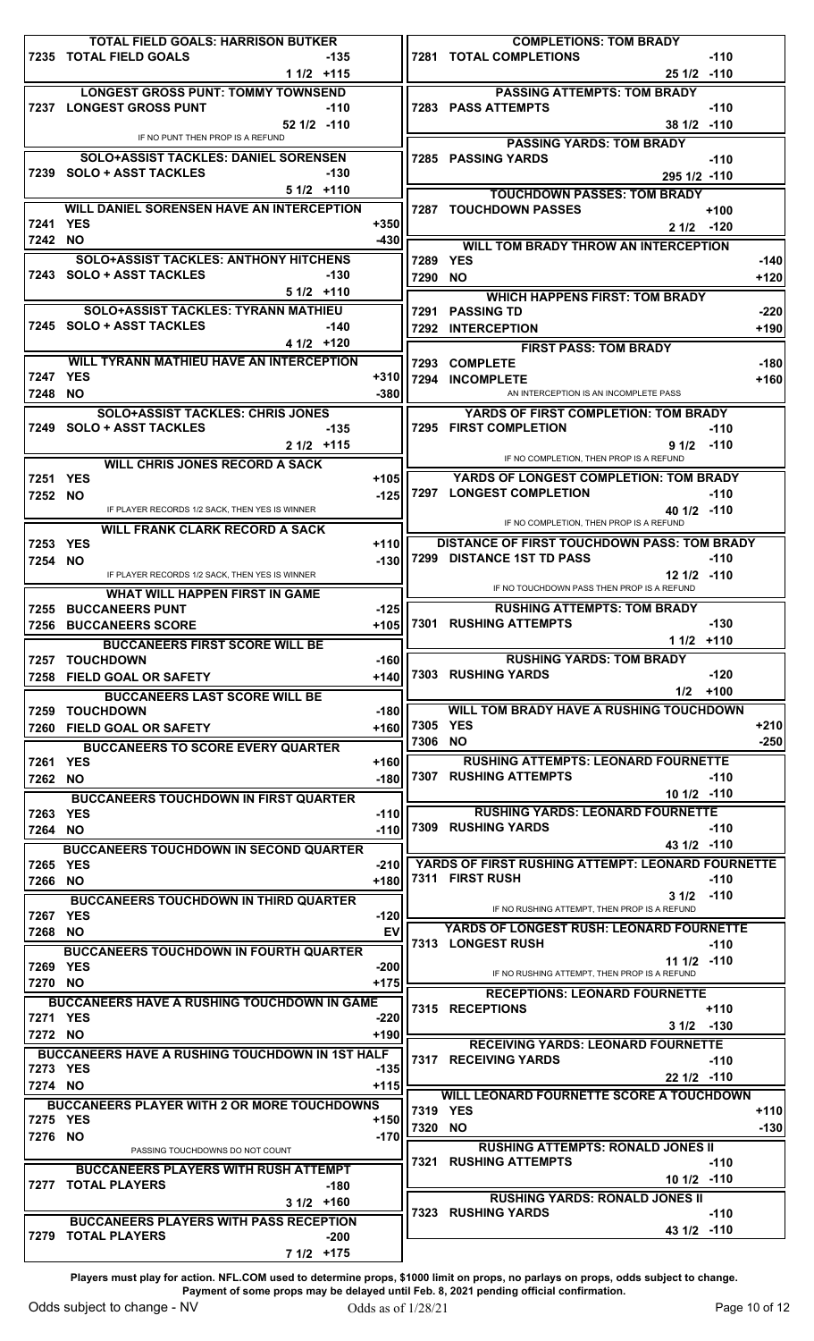**TOTAL FIELD GOALS: HARRISON BUTKER**

| 7235 | TOTAL FIELD GOALS | -135 |
|---|---|---|
| | 1 1/2 | +115 |

**LONGEST GROSS PUNT: TOMMY TOWNSEND**

| 7237 | LONGEST GROSS PUNT | -110 |
|---|---|---|
| | 52 1/2 | -110 |

IF NO PUNT THEN PROP IS A REFUND

**SOLO+ASSIST TACKLES: DANIEL SORENSEN**

| 7239 | SOLO + ASST TACKLES | -130 |
|---|---|---|
| | 5 1/2 | +110 |

**WILL DANIEL SORENSEN HAVE AN INTERCEPTION**

| 7241 | YES | +350 |
|---|---|---|
| 7242 | NO | -430 |

**SOLO+ASSIST TACKLES: ANTHONY HITCHENS**

| 7243 | SOLO + ASST TACKLES | -130 |
|---|---|---|
| | 5 1/2 | +110 |

**SOLO+ASSIST TACKLES: TYRANN MATHIEU**

| 7245 | SOLO + ASST TACKLES | -140 |
|---|---|---|
| | 4 1/2 | +120 |

**WILL TYRANN MATHIEU HAVE AN INTERCEPTION**

| 7247 | YES | +310 |
|---|---|---|
| 7248 | NO | -380 |

**SOLO+ASSIST TACKLES: CHRIS JONES**

| 7249 | SOLO + ASST TACKLES | -135 |
|---|---|---|
| | 2 1/2 | +115 |

**WILL CHRIS JONES RECORD A SACK**

| 7251 | YES | +105 |
|---|---|---|
| 7252 | NO | -125 |

IF PLAYER RECORDS 1/2 SACK, THEN YES IS WINNER

**WILL FRANK CLARK RECORD A SACK**

| 7253 | YES | +110 |
|---|---|---|
| 7254 | NO | -130 |

IF PLAYER RECORDS 1/2 SACK, THEN YES IS WINNER

**WHAT WILL HAPPEN FIRST IN GAME**

| 7255 | BUCCANEERS PUNT | -125 |
|---|---|---|
| 7256 | BUCCANEERS SCORE | +105 |

**BUCCANEERS FIRST SCORE WILL BE**

| 7257 | TOUCHDOWN | -160 |
|---|---|---|
| 7258 | FIELD GOAL OR SAFETY | +140 |

**BUCCANEERS LAST SCORE WILL BE**

| 7259 | TOUCHDOWN | -180 |
|---|---|---|
| 7260 | FIELD GOAL OR SAFETY | +160 |

**BUCCANEERS TO SCORE EVERY QUARTER**

| 7261 | YES | +160 |
|---|---|---|
| 7262 | NO | -180 |

**BUCCANEERS TOUCHDOWN IN FIRST QUARTER**

| 7263 | YES | -110 |
|---|---|---|
| 7264 | NO | -110 |

**BUCCANEERS TOUCHDOWN IN SECOND QUARTER**

| 7265 | YES | -210 |
|---|---|---|
| 7266 | NO | +180 |

**BUCCANEERS TOUCHDOWN IN THIRD QUARTER**

| 7267 | YES | -120 |
|---|---|---|
| 7268 | NO | EV |

**BUCCANEERS TOUCHDOWN IN FOURTH QUARTER**

| 7269 | YES | -200 |
|---|---|---|
| 7270 | NO | +175 |

**BUCCANEERS HAVE A RUSHING TOUCHDOWN IN GAME**

| 7271 | YES | -220 |
|---|---|---|
| 7272 | NO | +190 |

**BUCCANEERS HAVE A RUSHING TOUCHDOWN IN 1ST HALF**

| 7273 | YES | -135 |
|---|---|---|
| 7274 | NO | +115 |

**BUCCANEERS PLAYER WITH 2 OR MORE TOUCHDOWNS**

| 7275 | YES | +150 |
|---|---|---|
| 7276 | NO | -170 |

PASSING TOUCHDOWNS DO NOT COUNT

**BUCCANEERS PLAYERS WITH RUSH ATTEMPT**

| 7277 | TOTAL PLAYERS | -180 |
|---|---|---|
| | 3 1/2 | +160 |

**BUCCANEERS PLAYERS WITH PASS RECEPTION**

| 7279 | TOTAL PLAYERS | -200 |
|---|---|---|
| | 7 1/2 | +175 |

**COMPLETIONS: TOM BRADY**

| 7281 | TOTAL COMPLETIONS | -110 |
|---|---|---|
| | 25 1/2 | -110 |

**PASSING ATTEMPTS: TOM BRADY**

| 7283 | PASS ATTEMPTS | -110 |
|---|---|---|
| | 38 1/2 | -110 |

**PASSING YARDS: TOM BRADY**

| 7285 | PASSING YARDS | -110 |
|---|---|---|
| | 295 1/2 | -110 |

**TOUCHDOWN PASSES: TOM BRADY**

| 7287 | TOUCHDOWN PASSES | +100 |
|---|---|---|
| | 2 1/2 | -120 |

**WILL TOM BRADY THROW AN INTERCEPTION**

| 7289 | YES | -140 |
|---|---|---|
| 7290 | NO | +120 |

**WHICH HAPPENS FIRST: TOM BRADY**

| 7291 | PASSING TD | -220 |
|---|---|---|
| 7292 | INTERCEPTION | +190 |

**FIRST PASS: TOM BRADY**

| 7293 | COMPLETE | -180 |
|---|---|---|
| 7294 | INCOMPLETE | +160 |

AN INTERCEPTION IS AN INCOMPLETE PASS

**YARDS OF FIRST COMPLETION: TOM BRADY**

| 7295 | FIRST COMPLETION | -110 |
|---|---|---|
| | 9 1/2 | -110 |

IF NO COMPLETION, THEN PROP IS A REFUND

**YARDS OF LONGEST COMPLETION: TOM BRADY**

| 7297 | LONGEST COMPLETION | -110 |
|---|---|---|
| | 40 1/2 | -110 |

IF NO COMPLETION, THEN PROP IS A REFUND

**DISTANCE OF FIRST TOUCHDOWN PASS: TOM BRADY**

| 7299 | DISTANCE 1ST TD PASS | -110 |
|---|---|---|
| | 12 1/2 | -110 |

IF NO TOUCHDOWN PASS THEN PROP IS A REFUND

**RUSHING ATTEMPTS: TOM BRADY**

| 7301 | RUSHING ATTEMPTS | -130 |
|---|---|---|
| | 1 1/2 | +110 |

**RUSHING YARDS: TOM BRADY**

| 7303 | RUSHING YARDS | -120 |
|---|---|---|
| | 1/2 | +100 |

**WILL TOM BRADY HAVE A RUSHING TOUCHDOWN**

| 7305 | YES | +210 |
|---|---|---|
| 7306 | NO | -250 |

**RUSHING ATTEMPTS: LEONARD FOURNETTE**

| 7307 | RUSHING ATTEMPTS | -110 |
|---|---|---|
| | 10 1/2 | -110 |

**RUSHING YARDS: LEONARD FOURNETTE**

| 7309 | RUSHING YARDS | -110 |
|---|---|---|
| | 43 1/2 | -110 |

**YARDS OF FIRST RUSHING ATTEMPT: LEONARD FOURNETTE**

| 7311 | FIRST RUSH | -110 |
|---|---|---|
| | 3 1/2 | -110 |

IF NO RUSHING ATTEMPT, THEN PROP IS A REFUND

**YARDS OF LONGEST RUSH: LEONARD FOURNETTE**

| 7313 | LONGEST RUSH | -110 |
|---|---|---|
| | 11 1/2 | -110 |

IF NO RUSHING ATTEMPT, THEN PROP IS A REFUND

**RECEPTIONS: LEONARD FOURNETTE**

| 7315 | RECEPTIONS | +110 |
|---|---|---|
| | 3 1/2 | -130 |

**RECEIVING YARDS: LEONARD FOURNETTE**

| 7317 | RECEIVING YARDS | -110 |
|---|---|---|
| | 22 1/2 | -110 |

**WILL LEONARD FOURNETTE SCORE A TOUCHDOWN**

| 7319 | YES | +110 |
|---|---|---|
| 7320 | NO | -130 |

**RUSHING ATTEMPTS: RONALD JONES II**

| 7321 | RUSHING ATTEMPTS | -110 |
|---|---|---|
| | 10 1/2 | -110 |

**RUSHING YARDS: RONALD JONES II**

| 7323 | RUSHING YARDS | -110 |
|---|---|---|
| | 43 1/2 | -110 |

**Players must play for action. NFL.COM used to determine props, $1000 limit on props, no parlays on props, odds subject to change. Payment of some props may be delayed until Feb. 8, 2021 pending official confirmation.**

Odds subject to change - NV

Odds as of 1/28/21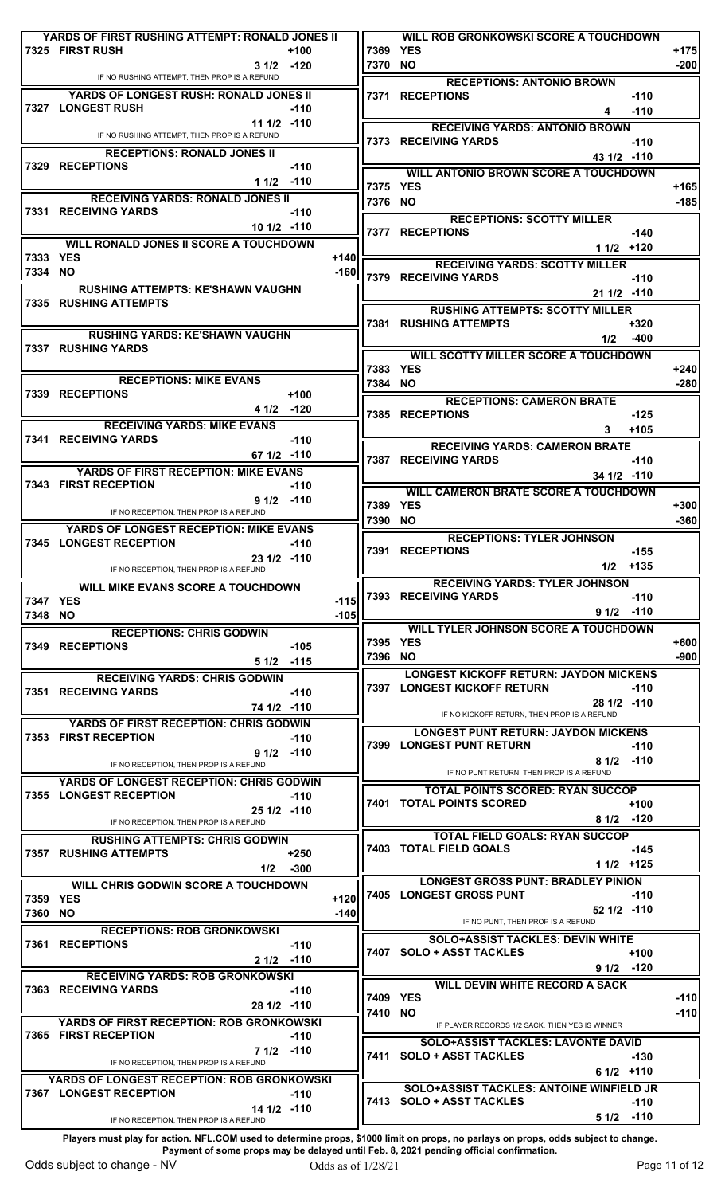| | YARDS OF FIRST RUSHING ATTEMPT: RONALD JONES II | | |
|---|---|---|---|
| 7325 | FIRST RUSH | | +100 |
| | | 3 1/2 | -120 |
| | IF NO RUSHING ATTEMPT, THEN PROP IS A REFUND | | |

| | YARDS OF LONGEST RUSH: RONALD JONES II | | |
|---|---|---|---|
| 7327 | LONGEST RUSH | | -110 |
| | | 11 1/2 | -110 |
| | IF NO RUSHING ATTEMPT, THEN PROP IS A REFUND | | |

| | RECEPTIONS: RONALD JONES II | | |
|---|---|---|---|
| 7329 | RECEPTIONS | | -110 |
| | | 1 1/2 | -110 |

| | RECEIVING YARDS: RONALD JONES II | | |
|---|---|---|---|
| 7331 | RECEIVING YARDS | | -110 |
| | | 10 1/2 | -110 |

| | WILL RONALD JONES II SCORE A TOUCHDOWN | |
|---|---|---|
| 7333 | YES | +140 |
| 7334 | NO | -160 |

| | RUSHING ATTEMPTS: KE'SHAWN VAUGHN |
|---|---|
| 7335 | RUSHING ATTEMPTS |

| | RUSHING YARDS: KE'SHAWN VAUGHN |
|---|---|
| 7337 | RUSHING YARDS |

| | RECEPTIONS: MIKE EVANS | | |
|---|---|---|---|
| 7339 | RECEPTIONS | | +100 |
| | | 4 1/2 | -120 |

| | RECEIVING YARDS: MIKE EVANS | | |
|---|---|---|---|
| 7341 | RECEIVING YARDS | | -110 |
| | | 67 1/2 | -110 |

| | YARDS OF FIRST RECEPTION: MIKE EVANS | | |
|---|---|---|---|
| 7343 | FIRST RECEPTION | | -110 |
| | | 9 1/2 | -110 |
| | IF NO RECEPTION, THEN PROP IS A REFUND | | |

| | YARDS OF LONGEST RECEPTION: MIKE EVANS | | |
|---|---|---|---|
| 7345 | LONGEST RECEPTION | | -110 |
| | | 23 1/2 | -110 |
| | IF NO RECEPTION, THEN PROP IS A REFUND | | |

| | WILL MIKE EVANS SCORE A TOUCHDOWN | |
|---|---|---|
| 7347 | YES | -115 |
| 7348 | NO | -105 |

| | RECEPTIONS: CHRIS GODWIN | | |
|---|---|---|---|
| 7349 | RECEPTIONS | | -105 |
| | | 5 1/2 | -115 |

| | RECEIVING YARDS: CHRIS GODWIN | | |
|---|---|---|---|
| 7351 | RECEIVING YARDS | | -110 |
| | | 74 1/2 | -110 |

| | YARDS OF FIRST RECEPTION: CHRIS GODWIN | | |
|---|---|---|---|
| 7353 | FIRST RECEPTION | | -110 |
| | | 9 1/2 | -110 |
| | IF NO RECEPTION, THEN PROP IS A REFUND | | |

| | YARDS OF LONGEST RECEPTION: CHRIS GODWIN | | |
|---|---|---|---|
| 7355 | LONGEST RECEPTION | | -110 |
| | | 25 1/2 | -110 |
| | IF NO RECEPTION, THEN PROP IS A REFUND | | |

| | RUSHING ATTEMPTS: CHRIS GODWIN | | |
|---|---|---|---|
| 7357 | RUSHING ATTEMPTS | | +250 |
| | | 1/2 | -300 |

| | WILL CHRIS GODWIN SCORE A TOUCHDOWN | |
|---|---|---|
| 7359 | YES | +120 |
| 7360 | NO | -140 |

| | RECEPTIONS: ROB GRONKOWSKI | | |
|---|---|---|---|
| 7361 | RECEPTIONS | | -110 |
| | | 2 1/2 | -110 |

| | RECEIVING YARDS: ROB GRONKOWSKI | | |
|---|---|---|---|
| 7363 | RECEIVING YARDS | | -110 |
| | | 28 1/2 | -110 |

| | YARDS OF FIRST RECEPTION: ROB GRONKOWSKI | | |
|---|---|---|---|
| 7365 | FIRST RECEPTION | | -110 |
| | | 7 1/2 | -110 |
| | IF NO RECEPTION, THEN PROP IS A REFUND | | |

| | YARDS OF LONGEST RECEPTION: ROB GRONKOWSKI | | |
|---|---|---|---|
| 7367 | LONGEST RECEPTION | | -110 |
| | | 14 1/2 | -110 |
| | IF NO RECEPTION, THEN PROP IS A REFUND | | |

| | WILL ROB GRONKOWSKI SCORE A TOUCHDOWN | |
|---|---|---|
| 7369 | YES | +175 |
| 7370 | NO | -200 |

| | RECEPTIONS: ANTONIO BROWN | | |
|---|---|---|---|
| 7371 | RECEPTIONS | | -110 |
| | | 4 | -110 |

| | RECEIVING YARDS: ANTONIO BROWN | | |
|---|---|---|---|
| 7373 | RECEIVING YARDS | | -110 |
| | | 43 1/2 | -110 |

| | WILL ANTONIO BROWN SCORE A TOUCHDOWN | |
|---|---|---|
| 7375 | YES | +165 |
| 7376 | NO | -185 |

| | RECEPTIONS: SCOTTY MILLER | | |
|---|---|---|---|
| 7377 | RECEPTIONS | | -140 |
| | | 1 1/2 | +120 |

| | RECEIVING YARDS: SCOTTY MILLER | | |
|---|---|---|---|
| 7379 | RECEIVING YARDS | | -110 |
| | | 21 1/2 | -110 |

| | RUSHING ATTEMPTS: SCOTTY MILLER | | |
|---|---|---|---|
| 7381 | RUSHING ATTEMPTS | | +320 |
| | | 1/2 | -400 |

| | WILL SCOTTY MILLER SCORE A TOUCHDOWN | |
|---|---|---|
| 7383 | YES | +240 |
| 7384 | NO | -280 |

| | RECEPTIONS: CAMERON BRATE | | |
|---|---|---|---|
| 7385 | RECEPTIONS | | -125 |
| | | 3 | +105 |

| | RECEIVING YARDS: CAMERON BRATE | | |
|---|---|---|---|
| 7387 | RECEIVING YARDS | | -110 |
| | | 34 1/2 | -110 |

| | WILL CAMERON BRATE SCORE A TOUCHDOWN | |
|---|---|---|
| 7389 | YES | +300 |
| 7390 | NO | -360 |

| | RECEPTIONS: TYLER JOHNSON | | |
|---|---|---|---|
| 7391 | RECEPTIONS | | -155 |
| | | 1/2 | +135 |

| | RECEIVING YARDS: TYLER JOHNSON | | |
|---|---|---|---|
| 7393 | RECEIVING YARDS | | -110 |
| | | 9 1/2 | -110 |

| | WILL TYLER JOHNSON SCORE A TOUCHDOWN | |
|---|---|---|
| 7395 | YES | +600 |
| 7396 | NO | -900 |

| | LONGEST KICKOFF RETURN: JAYDON MICKENS | | |
|---|---|---|---|
| 7397 | LONGEST KICKOFF RETURN | | -110 |
| | | 28 1/2 | -110 |
| | IF NO KICKOFF RETURN, THEN PROP IS A REFUND | | |

| | LONGEST PUNT RETURN: JAYDON MICKENS | | |
|---|---|---|---|
| 7399 | LONGEST PUNT RETURN | | -110 |
| | | 8 1/2 | -110 |
| | IF NO PUNT RETURN, THEN PROP IS A REFUND | | |

| | TOTAL POINTS SCORED: RYAN SUCCOP | | |
|---|---|---|---|
| 7401 | TOTAL POINTS SCORED | | +100 |
| | | 8 1/2 | -120 |

| | TOTAL FIELD GOALS: RYAN SUCCOP | | |
|---|---|---|---|
| 7403 | TOTAL FIELD GOALS | | -145 |
| | | 1 1/2 | +125 |

| | LONGEST GROSS PUNT: BRADLEY PINION | | |
|---|---|---|---|
| 7405 | LONGEST GROSS PUNT | | -110 |
| | | 52 1/2 | -110 |
| | IF NO PUNT, THEN PROP IS A REFUND | | |

| | SOLO+ASSIST TACKLES: DEVIN WHITE | | |
|---|---|---|---|
| 7407 | SOLO + ASST TACKLES | | +100 |
| | | 9 1/2 | -120 |

| | WILL DEVIN WHITE RECORD A SACK | |
|---|---|---|
| 7409 | YES | -110 |
| 7410 | NO | -110 |
| | IF PLAYER RECORDS 1/2 SACK, THEN YES IS WINNER | |

| | SOLO+ASSIST TACKLES: LAVONTE DAVID | | |
|---|---|---|---|
| 7411 | SOLO + ASST TACKLES | | -130 |
| | | 6 1/2 | +110 |

| | SOLO+ASSIST TACKLES: ANTOINE WINFIELD JR | | |
|---|---|---|---|
| 7413 | SOLO + ASST TACKLES | | -110 |
| | | 5 1/2 | -110 |

**Players must play for action. NFL.COM used to determine props, $1000 limit on props, no parlays on props, odds subject to change. Payment of some props may be delayed until Feb. 8, 2021 pending official confirmation.**

Odds subject to change - NV Odds as of 1/28/21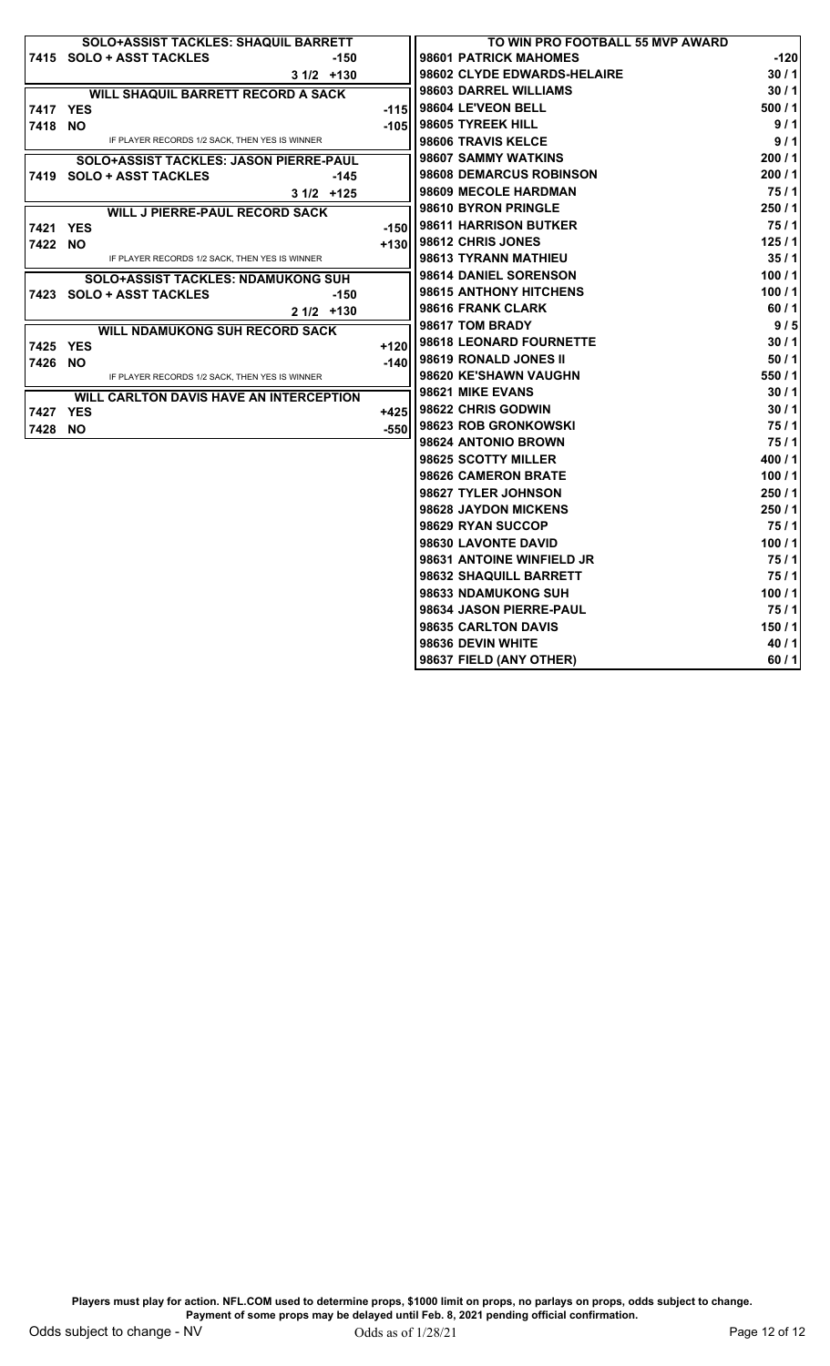## SOLO+ASSIST TACKLES: SHAQUIL BARRETT

| | | | |
|---|---|---|---|
| 7415 | SOLO + ASST TACKLES | | -150 |
| | | 3 1/2 | +130 |

## WILL SHAQUIL BARRETT RECORD A SACK

| | | |
|---|---|---|
| 7417 | YES | -115 |
| 7418 | NO | -105 |

IF PLAYER RECORDS 1/2 SACK, THEN YES IS WINNER

## SOLO+ASSIST TACKLES: JASON PIERRE-PAUL

| | | | |
|---|---|---|---|
| 7419 | SOLO + ASST TACKLES | | -145 |
| | | 3 1/2 | +125 |

## WILL J PIERRE-PAUL RECORD SACK

| | | |
|---|---|---|
| 7421 | YES | -150 |
| 7422 | NO | +130 |

IF PLAYER RECORDS 1/2 SACK, THEN YES IS WINNER

## SOLO+ASSIST TACKLES: NDAMUKONG SUH

| | | | |
|---|---|---|---|
| 7423 | SOLO + ASST TACKLES | | -150 |
| | | 2 1/2 | +130 |

## WILL NDAMUKONG SUH RECORD SACK

| | | |
|---|---|---|
| 7425 | YES | +120 |
| 7426 | NO | -140 |

IF PLAYER RECORDS 1/2 SACK, THEN YES IS WINNER

## WILL CARLTON DAVIS HAVE AN INTERCEPTION

| | | |
|---|---|---|
| 7427 | YES | +425 |
| 7428 | NO | -550 |

## TO WIN PRO FOOTBALL 55 MVP AWARD

| | | |
|---|---|---|
| 98601 | PATRICK MAHOMES | -120 |
| 98602 | CLYDE EDWARDS-HELAIRE | 30 / 1 |
| 98603 | DARREL WILLIAMS | 30 / 1 |
| 98604 | LE'VEON BELL | 500 / 1 |
| 98605 | TYREEK HILL | 9 / 1 |
| 98606 | TRAVIS KELCE | 9 / 1 |
| 98607 | SAMMY WATKINS | 200 / 1 |
| 98608 | DEMARCUS ROBINSON | 200 / 1 |
| 98609 | MECOLE HARDMAN | 75 / 1 |
| 98610 | BYRON PRINGLE | 250 / 1 |
| 98611 | HARRISON BUTKER | 75 / 1 |
| 98612 | CHRIS JONES | 125 / 1 |
| 98613 | TYRANN MATHIEU | 35 / 1 |
| 98614 | DANIEL SORENSON | 100 / 1 |
| 98615 | ANTHONY HITCHENS | 100 / 1 |
| 98616 | FRANK CLARK | 60 / 1 |
| 98617 | TOM BRADY | 9 / 5 |
| 98618 | LEONARD FOURNETTE | 30 / 1 |
| 98619 | RONALD JONES II | 50 / 1 |
| 98620 | KE'SHAWN VAUGHN | 550 / 1 |
| 98621 | MIKE EVANS | 30 / 1 |
| 98622 | CHRIS GODWIN | 30 / 1 |
| 98623 | ROB GRONKOWSKI | 75 / 1 |
| 98624 | ANTONIO BROWN | 75 / 1 |
| 98625 | SCOTTY MILLER | 400 / 1 |
| 98626 | CAMERON BRATE | 100 / 1 |
| 98627 | TYLER JOHNSON | 250 / 1 |
| 98628 | JAYDON MICKENS | 250 / 1 |
| 98629 | RYAN SUCCOP | 75 / 1 |
| 98630 | LAVONTE DAVID | 100 / 1 |
| 98631 | ANTOINE WINFIELD JR | 75 / 1 |
| 98632 | SHAQUILL BARRETT | 75 / 1 |
| 98633 | NDAMUKONG SUH | 100 / 1 |
| 98634 | JASON PIERRE-PAUL | 75 / 1 |
| 98635 | CARLTON DAVIS | 150 / 1 |
| 98636 | DEVIN WHITE | 40 / 1 |
| 98637 | FIELD (ANY OTHER) | 60 / 1 |

**Players must play for action. NFL.COM used to determine props, $1000 limit on props, no parlays on props, odds subject to change. Payment of some props may be delayed until Feb. 8, 2021 pending official confirmation.**

Odds subject to change - NV    Odds as of 1/28/21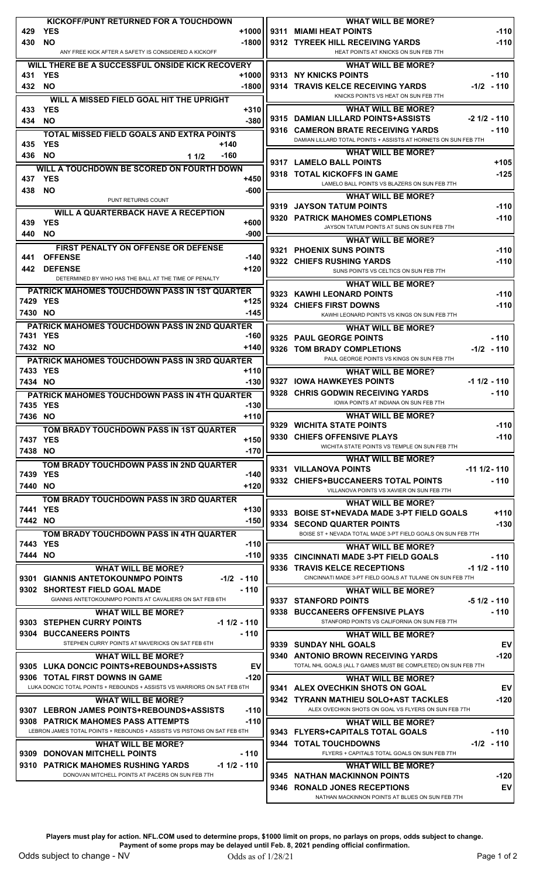## KICKOFF/PUNT RETURNED FOR A TOUCHDOWN

| # | Selection | Odds |
|---|---|---|
| 429 | YES | +1000 |
| 430 | NO | -1800 |

ANY FREE KICK AFTER A SAFETY IS CONSIDERED A KICKOFF

## WILL THERE BE A SUCCESSFUL ONSIDE KICK RECOVERY

| # | Selection | Odds |
|---|---|---|
| 431 | YES | +1000 |
| 432 | NO | -1800 |

## WILL A MISSED FIELD GOAL HIT THE UPRIGHT

| # | Selection | Odds |
|---|---|---|
| 433 | YES | +310 |
| 434 | NO | -380 |

## TOTAL MISSED FIELD GOALS AND EXTRA POINTS

| # | Selection | Line | Odds |
|---|---|---|---|
| 435 | YES | | +140 |
| 436 | NO | 1 1/2 | -160 |

## WILL A TOUCHDOWN BE SCORED ON FOURTH DOWN

| # | Selection | Odds |
|---|---|---|
| 437 | YES | +450 |
| 438 | NO | -600 |

PUNT RETURNS COUNT

## WILL A QUARTERBACK HAVE A RECEPTION

| # | Selection | Odds |
|---|---|---|
| 439 | YES | +600 |
| 440 | NO | -900 |

## FIRST PENALTY ON OFFENSE OR DEFENSE

| # | Selection | Odds |
|---|---|---|
| 441 | OFFENSE | -140 |
| 442 | DEFENSE | +120 |

DETERMINED BY WHO HAS THE BALL AT THE TIME OF PENALTY

## PATRICK MAHOMES TOUCHDOWN PASS IN 1ST QUARTER

| # | Selection | Odds |
|---|---|---|
| 7429 | YES | +125 |
| 7430 | NO | -145 |

## PATRICK MAHOMES TOUCHDOWN PASS IN 2ND QUARTER

| # | Selection | Odds |
|---|---|---|
| 7431 | YES | -160 |
| 7432 | NO | +140 |

## PATRICK MAHOMES TOUCHDOWN PASS IN 3RD QUARTER

| # | Selection | Odds |
|---|---|---|
| 7433 | YES | +110 |
| 7434 | NO | -130 |

## PATRICK MAHOMES TOUCHDOWN PASS IN 4TH QUARTER

| # | Selection | Odds |
|---|---|---|
| 7435 | YES | -130 |
| 7436 | NO | +110 |

## TOM BRADY TOUCHDOWN PASS IN 1ST QUARTER

| # | Selection | Odds |
|---|---|---|
| 7437 | YES | +150 |
| 7438 | NO | -170 |

## TOM BRADY TOUCHDOWN PASS IN 2ND QUARTER

| # | Selection | Odds |
|---|---|---|
| 7439 | YES | -140 |
| 7440 | NO | +120 |

## TOM BRADY TOUCHDOWN PASS IN 3RD QUARTER

| # | Selection | Odds |
|---|---|---|
| 7441 | YES | +130 |
| 7442 | NO | -150 |

## TOM BRADY TOUCHDOWN PASS IN 4TH QUARTER

| # | Selection | Odds |
|---|---|---|
| 7443 | YES | -110 |
| 7444 | NO | -110 |

## WHAT WILL BE MORE?

| # | Selection | Line |
|---|---|---|
| 9301 | GIANNIS ANTETOKOUNMPO POINTS | -1/2 - 110 |
| 9302 | SHORTEST FIELD GOAL MADE | - 110 |

GIANNIS ANTETOKOUNMPO POINTS AT CAVALIERS ON SAT FEB 6TH

## WHAT WILL BE MORE?

| # | Selection | Line |
|---|---|---|
| 9303 | STEPHEN CURRY POINTS | -1 1/2 - 110 |
| 9304 | BUCCANEERS POINTS | - 110 |

STEPHEN CURRY POINTS AT MAVERICKS ON SAT FEB 6TH

## WHAT WILL BE MORE?

| # | Selection | Line |
|---|---|---|
| 9305 | LUKA DONCIC POINTS+REBOUNDS+ASSISTS | EV |
| 9306 | TOTAL FIRST DOWNS IN GAME | -120 |

LUKA DONCIC TOTAL POINTS + REBOUNDS + ASSISTS VS WARRIORS ON SAT FEB 6TH

## WHAT WILL BE MORE?

| # | Selection | Line |
|---|---|---|
| 9307 | LEBRON JAMES POINTS+REBOUNDS+ASSISTS | -110 |
| 9308 | PATRICK MAHOMES PASS ATTEMPTS | -110 |

LEBRON JAMES TOTAL POINTS + REBOUNDS + ASSISTS VS PISTONS ON SAT FEB 6TH

## WHAT WILL BE MORE?

| # | Selection | Line |
|---|---|---|
| 9309 | DONOVAN MITCHELL POINTS | - 110 |
| 9310 | PATRICK MAHOMES RUSHING YARDS | -1 1/2 - 110 |

DONOVAN MITCHELL POINTS AT PACERS ON SUN FEB 7TH

## WHAT WILL BE MORE?

| # | Selection | Line |
|---|---|---|
| 9311 | MIAMI HEAT POINTS | -110 |
| 9312 | TYREEK HILL RECEIVING YARDS | -110 |

HEAT POINTS AT KNICKS ON SUN FEB 7TH

## WHAT WILL BE MORE?

| # | Selection | Line |
|---|---|---|
| 9313 | NY KNICKS POINTS | - 110 |
| 9314 | TRAVIS KELCE RECEIVING YARDS | -1/2 - 110 |

KNICKS POINTS VS HEAT ON SUN FEB 7TH

## WHAT WILL BE MORE?

| # | Selection | Line |
|---|---|---|
| 9315 | DAMIAN LILLARD POINTS+ASSISTS | -2 1/2 - 110 |
| 9316 | CAMERON BRATE RECEIVING YARDS | - 110 |

DAMIAN LILLARD TOTAL POINTS + ASSISTS AT HORNETS ON SUN FEB 7TH

## WHAT WILL BE MORE?

| # | Selection | Line |
|---|---|---|
| 9317 | LAMELO BALL POINTS | +105 |
| 9318 | TOTAL KICKOFFS IN GAME | -125 |

LAMELO BALL POINTS VS BLAZERS ON SUN FEB 7TH

## WHAT WILL BE MORE?

| # | Selection | Line |
|---|---|---|
| 9319 | JAYSON TATUM POINTS | -110 |
| 9320 | PATRICK MAHOMES COMPLETIONS | -110 |

JAYSON TATUM POINTS AT SUNS ON SUN FEB 7TH

## WHAT WILL BE MORE?

| # | Selection | Line |
|---|---|---|
| 9321 | PHOENIX SUNS POINTS | -110 |
| 9322 | CHIEFS RUSHING YARDS | -110 |

SUNS POINTS VS CELTICS ON SUN FEB 7TH

## WHAT WILL BE MORE?

| # | Selection | Line |
|---|---|---|
| 9323 | KAWHI LEONARD POINTS | -110 |
| 9324 | CHIEFS FIRST DOWNS | -110 |

KAWHI LEONARD POINTS VS KINGS ON SUN FEB 7TH

## WHAT WILL BE MORE?

| # | Selection | Line |
|---|---|---|
| 9325 | PAUL GEORGE POINTS | - 110 |
| 9326 | TOM BRADY COMPLETIONS | -1/2 - 110 |

PAUL GEORGE POINTS VS KINGS ON SUN FEB 7TH

## WHAT WILL BE MORE?

| # | Selection | Line |
|---|---|---|
| 9327 | IOWA HAWKEYES POINTS | -1 1/2 - 110 |
| 9328 | CHRIS GODWIN RECEIVING YARDS | - 110 |

IOWA POINTS AT INDIANA ON SUN FEB 7TH

## WHAT WILL BE MORE?

| # | Selection | Line |
|---|---|---|
| 9329 | WICHITA STATE POINTS | -110 |
| 9330 | CHIEFS OFFENSIVE PLAYS | -110 |

WICHITA STATE POINTS VS TEMPLE ON SUN FEB 7TH

## WHAT WILL BE MORE?

| # | Selection | Line |
|---|---|---|
| 9331 | VILLANOVA POINTS | -11 1/2- 110 |
| 9332 | CHIEFS+BUCCANEERS TOTAL POINTS | - 110 |

VILLANOVA POINTS VS XAVIER ON SUN FEB 7TH

## WHAT WILL BE MORE?

| # | Selection | Line |
|---|---|---|
| 9333 | BOISE ST+NEVADA MADE 3-PT FIELD GOALS | +110 |
| 9334 | SECOND QUARTER POINTS | -130 |

BOISE ST + NEVADA TOTAL MADE 3-PT FIELD GOALS ON SUN FEB 7TH

## WHAT WILL BE MORE?

| # | Selection | Line |
|---|---|---|
| 9335 | CINCINNATI MADE 3-PT FIELD GOALS | - 110 |
| 9336 | TRAVIS KELCE RECEPTIONS | -1 1/2 - 110 |

CINCINNATI MADE 3-PT FIELD GOALS AT TULANE ON SUN FEB 7TH

## WHAT WILL BE MORE?

| # | Selection | Line |
|---|---|---|
| 9337 | STANFORD POINTS | -5 1/2 - 110 |
| 9338 | BUCCANEERS OFFENSIVE PLAYS | - 110 |

STANFORD POINTS VS CALIFORNIA ON SUN FEB 7TH

## WHAT WILL BE MORE?

| # | Selection | Line |
|---|---|---|
| 9339 | SUNDAY NHL GOALS | EV |
| 9340 | ANTONIO BROWN RECEIVING YARDS | -120 |

TOTAL NHL GOALS (ALL 7 GAMES MUST BE COMPLETED) ON SUN FEB 7TH

## WHAT WILL BE MORE?

| # | Selection | Line |
|---|---|---|
| 9341 | ALEX OVECHKIN SHOTS ON GOAL | EV |
| 9342 | TYRANN MATHIEU SOLO+AST TACKLES | -120 |

ALEX OVECHKIN SHOTS ON GOAL VS FLYERS ON SUN FEB 7TH

## WHAT WILL BE MORE?

| # | Selection | Line |
|---|---|---|
| 9343 | FLYERS+CAPITALS TOTAL GOALS | - 110 |
| 9344 | TOTAL TOUCHDOWNS | -1/2 - 110 |

FLYERS + CAPITALS TOTAL GOALS ON SUN FEB 7TH

## WHAT WILL BE MORE?

| # | Selection | Line |
|---|---|---|
| 9345 | NATHAN MACKINNON POINTS | -120 |
| 9346 | RONALD JONES RECEPTIONS | EV |

NATHAN MACKINNON POINTS AT BLUES ON SUN FEB 7TH

**Players must play for action. NFL.COM used to determine props, $1000 limit on props, no parlays on props, odds subject to change. Payment of some props may be delayed until Feb. 8, 2021 pending official confirmation.**

Odds subject to change - NV

Odds as of 1/28/21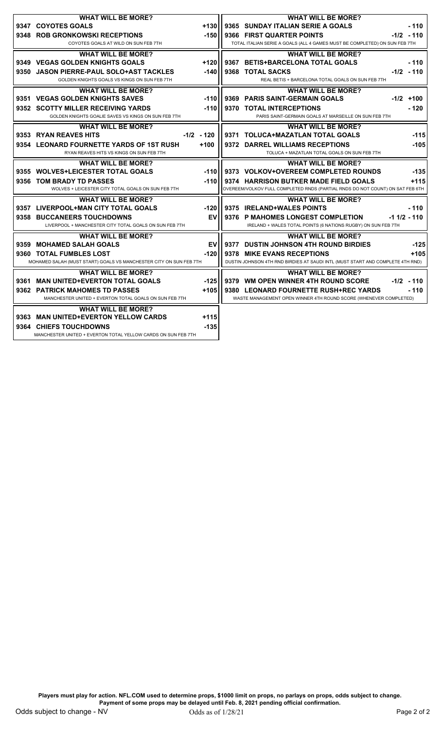### WHAT WILL BE MORE?

| # | Prop | Line |
|---|---|---|
| 9347 | COYOTES GOALS | +130 |
| 9348 | ROB GRONKOWSKI RECEPTIONS | -150 |

COYOTES GOALS AT WILD ON SUN FEB 7TH

### WHAT WILL BE MORE?

| # | Prop | Line |
|---|---|---|
| 9349 | VEGAS GOLDEN KNIGHTS GOALS | +120 |
| 9350 | JASON PIERRE-PAUL SOLO+AST TACKLES | -140 |

GOLDEN KNIGHTS GOALS VS KINGS ON SUN FEB 7TH

### WHAT WILL BE MORE?

| # | Prop | Line |
|---|---|---|
| 9351 | VEGAS GOLDEN KNIGHTS SAVES | -110 |
| 9352 | SCOTTY MILLER RECEIVING YARDS | -110 |

GOLDEN KNIGHTS GOALIE SAVES VS KINGS ON SUN FEB 7TH

### WHAT WILL BE MORE?

| # | Prop | Line |
|---|---|---|
| 9353 | RYAN REAVES HITS | -1/2 -120 |
| 9354 | LEONARD FOURNETTE YARDS OF 1ST RUSH | +100 |

RYAN REAVES HITS VS KINGS ON SUN FEB 7TH

### WHAT WILL BE MORE?

| # | Prop | Line |
|---|---|---|
| 9355 | WOLVES+LEICESTER TOTAL GOALS | -110 |
| 9356 | TOM BRADY TD PASSES | -110 |

WOLVES + LEICESTER CITY TOTAL GOALS ON SUN FEB 7TH

### WHAT WILL BE MORE?

| # | Prop | Line |
|---|---|---|
| 9357 | LIVERPOOL+MAN CITY TOTAL GOALS | -120 |
| 9358 | BUCCANEERS TOUCHDOWNS | EV |

LIVERPOOL + MANCHESTER CITY TOTAL GOALS ON SUN FEB 7TH

### WHAT WILL BE MORE?

| # | Prop | Line |
|---|---|---|
| 9359 | MOHAMED SALAH GOALS | EV |
| 9360 | TOTAL FUMBLES LOST | -120 |

MOHAMED SALAH (MUST START) GOALS VS MANCHESTER CITY ON SUN FEB 7TH

### WHAT WILL BE MORE?

| # | Prop | Line |
|---|---|---|
| 9361 | MAN UNITED+EVERTON TOTAL GOALS | -125 |
| 9362 | PATRICK MAHOMES TD PASSES | +105 |

MANCHESTER UNITED + EVERTON TOTAL GOALS ON SUN FEB 7TH

### WHAT WILL BE MORE?

| # | Prop | Line |
|---|---|---|
| 9363 | MAN UNITED+EVERTON YELLOW CARDS | +115 |
| 9364 | CHIEFS TOUCHDOWNS | -135 |

MANCHESTER UNITED + EVERTON TOTAL YELLOW CARDS ON SUN FEB 7TH

### WHAT WILL BE MORE?

| # | Prop | Line |
|---|---|---|
| 9365 | SUNDAY ITALIAN SERIE A GOALS | -110 |
| 9366 | FIRST QUARTER POINTS | -1/2 -110 |

TOTAL ITALIAN SERIE A GOALS (ALL 4 GAMES MUST BE COMPLETED) ON SUN FEB 7TH

### WHAT WILL BE MORE?

| # | Prop | Line |
|---|---|---|
| 9367 | BETIS+BARCELONA TOTAL GOALS | -110 |
| 9368 | TOTAL SACKS | -1/2 -110 |

REAL BETIS + BARCELONA TOTAL GOALS ON SUN FEB 7TH

### WHAT WILL BE MORE?

| # | Prop | Line |
|---|---|---|
| 9369 | PARIS SAINT-GERMAIN GOALS | -1/2 +100 |
| 9370 | TOTAL INTERCEPTIONS | -120 |

PARIS SAINT-GERMAIN GOALS AT MARSEILLE ON SUN FEB 7TH

### WHAT WILL BE MORE?

| # | Prop | Line |
|---|---|---|
| 9371 | TOLUCA+MAZATLAN TOTAL GOALS | -115 |
| 9372 | DARREL WILLIAMS RECEPTIONS | -105 |

TOLUCA + MAZATLAN TOTAL GOALS ON SUN FEB 7TH

### WHAT WILL BE MORE?

| # | Prop | Line |
|---|---|---|
| 9373 | VOLKOV+OVEREEM COMPLETED ROUNDS | -135 |
| 9374 | HARRISON BUTKER MADE FIELD GOALS | +115 |

OVEREEM/VOLKOV FULL COMPLETED RNDS (PARTIAL RNDS DO NOT COUNT) ON SAT FEB 6TH

### WHAT WILL BE MORE?

| # | Prop | Line |
|---|---|---|
| 9375 | IRELAND+WALES POINTS | -110 |
| 9376 | P MAHOMES LONGEST COMPLETION | -1 1/2 -110 |

IRELAND + WALES TOTAL POINTS (6 NATIONS RUGBY) ON SUN FEB 7TH

### WHAT WILL BE MORE?

| # | Prop | Line |
|---|---|---|
| 9377 | DUSTIN JOHNSON 4TH ROUND BIRDIES | -125 |
| 9378 | MIKE EVANS RECEPTIONS | +105 |

DUSTIN JOHNSON 4TH RND BIRDIES AT SAUDI INTL (MUST START AND COMPLETE 4TH RND)

### WHAT WILL BE MORE?

| # | Prop | Line |
|---|---|---|
| 9379 | WM OPEN WINNER 4TH ROUND SCORE | -1/2 -110 |
| 9380 | LEONARD FOURNETTE RUSH+REC YARDS | -110 |

WASTE MANAGEMENT OPEN WINNER 4TH ROUND SCORE (WHENEVER COMPLETED)

**Players must play for action. NFL.COM used to determine props, $1000 limit on props, no parlays on props, odds subject to change. Payment of some props may be delayed until Feb. 8, 2021 pending official confirmation.**

Odds subject to change - NV

Odds as of 1/28/21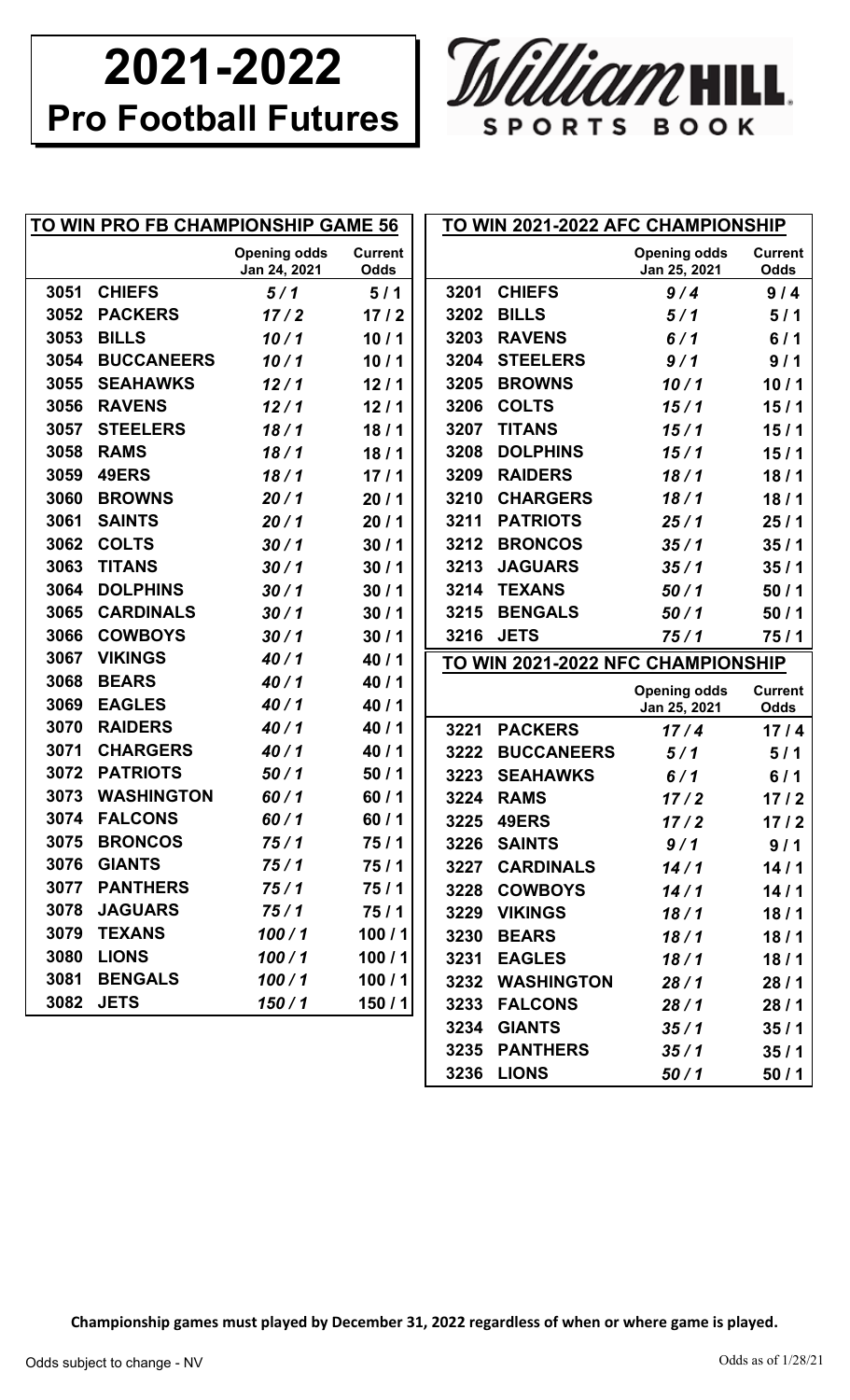# 2021-2022 Pro Football Futures

William HILL SPORTS BOOK

## TO WIN PRO FB CHAMPIONSHIP GAME 56

| | | Opening odds Jan 24, 2021 | Current Odds |
|---|---|---|---|
| 3051 | CHIEFS | 5 / 1 | 5 / 1 |
| 3052 | PACKERS | 17 / 2 | 17 / 2 |
| 3053 | BILLS | 10 / 1 | 10 / 1 |
| 3054 | BUCCANEERS | 10 / 1 | 10 / 1 |
| 3055 | SEAHAWKS | 12 / 1 | 12 / 1 |
| 3056 | RAVENS | 12 / 1 | 12 / 1 |
| 3057 | STEELERS | 18 / 1 | 18 / 1 |
| 3058 | RAMS | 18 / 1 | 18 / 1 |
| 3059 | 49ERS | 18 / 1 | 17 / 1 |
| 3060 | BROWNS | 20 / 1 | 20 / 1 |
| 3061 | SAINTS | 20 / 1 | 20 / 1 |
| 3062 | COLTS | 30 / 1 | 30 / 1 |
| 3063 | TITANS | 30 / 1 | 30 / 1 |
| 3064 | DOLPHINS | 30 / 1 | 30 / 1 |
| 3065 | CARDINALS | 30 / 1 | 30 / 1 |
| 3066 | COWBOYS | 30 / 1 | 30 / 1 |
| 3067 | VIKINGS | 40 / 1 | 40 / 1 |
| 3068 | BEARS | 40 / 1 | 40 / 1 |
| 3069 | EAGLES | 40 / 1 | 40 / 1 |
| 3070 | RAIDERS | 40 / 1 | 40 / 1 |
| 3071 | CHARGERS | 40 / 1 | 40 / 1 |
| 3072 | PATRIOTS | 50 / 1 | 50 / 1 |
| 3073 | WASHINGTON | 60 / 1 | 60 / 1 |
| 3074 | FALCONS | 60 / 1 | 60 / 1 |
| 3075 | BRONCOS | 75 / 1 | 75 / 1 |
| 3076 | GIANTS | 75 / 1 | 75 / 1 |
| 3077 | PANTHERS | 75 / 1 | 75 / 1 |
| 3078 | JAGUARS | 75 / 1 | 75 / 1 |
| 3079 | TEXANS | 100 / 1 | 100 / 1 |
| 3080 | LIONS | 100 / 1 | 100 / 1 |
| 3081 | BENGALS | 100 / 1 | 100 / 1 |
| 3082 | JETS | 150 / 1 | 150 / 1 |

## TO WIN 2021-2022 AFC CHAMPIONSHIP

| | | Opening odds Jan 25, 2021 | Current Odds |
|---|---|---|---|
| 3201 | CHIEFS | 9 / 4 | 9 / 4 |
| 3202 | BILLS | 5 / 1 | 5 / 1 |
| 3203 | RAVENS | 6 / 1 | 6 / 1 |
| 3204 | STEELERS | 9 / 1 | 9 / 1 |
| 3205 | BROWNS | 10 / 1 | 10 / 1 |
| 3206 | COLTS | 15 / 1 | 15 / 1 |
| 3207 | TITANS | 15 / 1 | 15 / 1 |
| 3208 | DOLPHINS | 15 / 1 | 15 / 1 |
| 3209 | RAIDERS | 18 / 1 | 18 / 1 |
| 3210 | CHARGERS | 18 / 1 | 18 / 1 |
| 3211 | PATRIOTS | 25 / 1 | 25 / 1 |
| 3212 | BRONCOS | 35 / 1 | 35 / 1 |
| 3213 | JAGUARS | 35 / 1 | 35 / 1 |
| 3214 | TEXANS | 50 / 1 | 50 / 1 |
| 3215 | BENGALS | 50 / 1 | 50 / 1 |
| 3216 | JETS | 75 / 1 | 75 / 1 |

## TO WIN 2021-2022 NFC CHAMPIONSHIP

| | | Opening odds Jan 25, 2021 | Current Odds |
|---|---|---|---|
| 3221 | PACKERS | 17 / 4 | 17 / 4 |
| 3222 | BUCCANEERS | 5 / 1 | 5 / 1 |
| 3223 | SEAHAWKS | 6 / 1 | 6 / 1 |
| 3224 | RAMS | 17 / 2 | 17 / 2 |
| 3225 | 49ERS | 17 / 2 | 17 / 2 |
| 3226 | SAINTS | 9 / 1 | 9 / 1 |
| 3227 | CARDINALS | 14 / 1 | 14 / 1 |
| 3228 | COWBOYS | 14 / 1 | 14 / 1 |
| 3229 | VIKINGS | 18 / 1 | 18 / 1 |
| 3230 | BEARS | 18 / 1 | 18 / 1 |
| 3231 | EAGLES | 18 / 1 | 18 / 1 |
| 3232 | WASHINGTON | 28 / 1 | 28 / 1 |
| 3233 | FALCONS | 28 / 1 | 28 / 1 |
| 3234 | GIANTS | 35 / 1 | 35 / 1 |
| 3235 | PANTHERS | 35 / 1 | 35 / 1 |
| 3236 | LIONS | 50 / 1 | 50 / 1 |

**Championship games must played by December 31, 2022 regardless of when or where game is played.**

Odds subject to change - NV

Odds as of 1/28/21